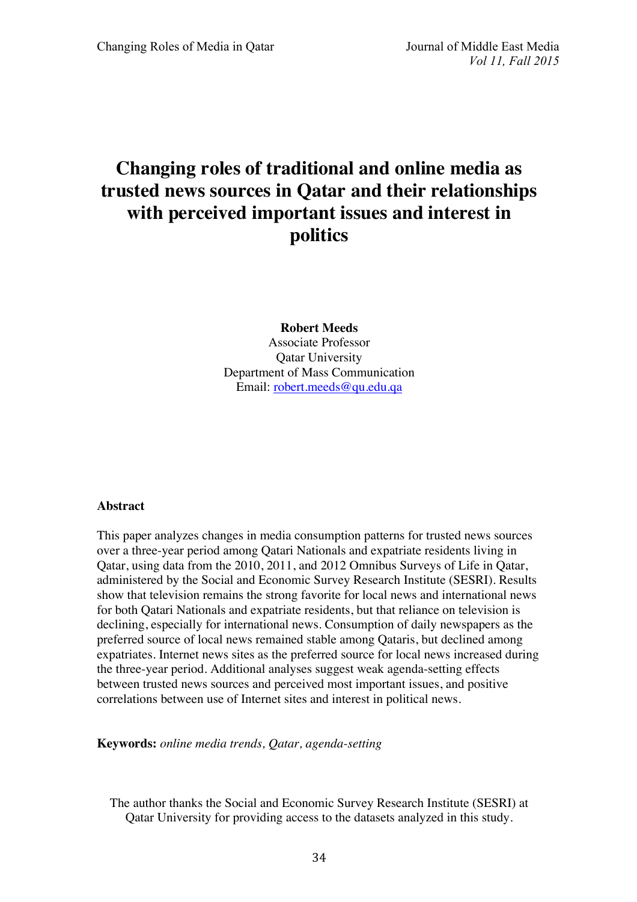# Changing roles of traditional and online media as trusted news sources in Qatar and their relationships with perceived important issues and interest in politics

**Robert Meeds**
Associate Professor
Qatar University
Department of Mass Communication
Email: robert.meeds@qu.edu.qa

**Abstract**

This paper analyzes changes in media consumption patterns for trusted news sources over a three-year period among Qatari Nationals and expatriate residents living in Qatar, using data from the 2010, 2011, and 2012 Omnibus Surveys of Life in Qatar, administered by the Social and Economic Survey Research Institute (SESRI). Results show that television remains the strong favorite for local news and international news for both Qatari Nationals and expatriate residents, but that reliance on television is declining, especially for international news. Consumption of daily newspapers as the preferred source of local news remained stable among Qataris, but declined among expatriates. Internet news sites as the preferred source for local news increased during the three-year period. Additional analyses suggest weak agenda-setting effects between trusted news sources and perceived most important issues, and positive correlations between use of Internet sites and interest in political news.

**Keywords:** *online media trends, Qatar, agenda-setting*

The author thanks the Social and Economic Survey Research Institute (SESRI) at Qatar University for providing access to the datasets analyzed in this study.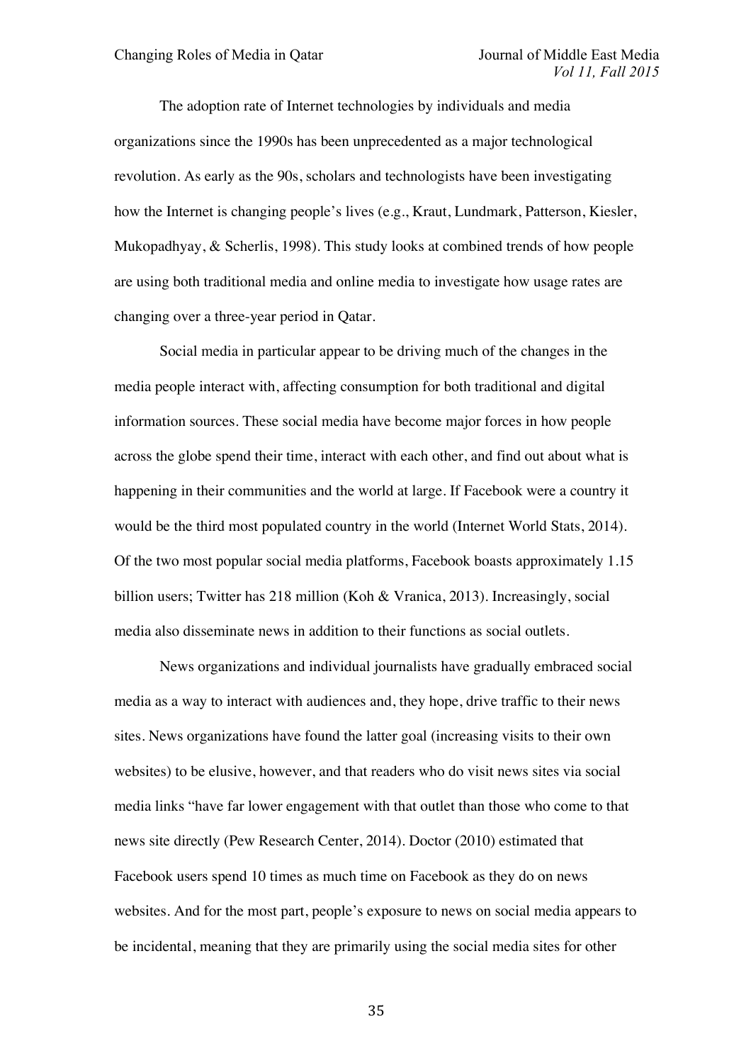The adoption rate of Internet technologies by individuals and media organizations since the 1990s has been unprecedented as a major technological revolution. As early as the 90s, scholars and technologists have been investigating how the Internet is changing people's lives (e.g., Kraut, Lundmark, Patterson, Kiesler, Mukopadhyay, & Scherlis, 1998). This study looks at combined trends of how people are using both traditional media and online media to investigate how usage rates are changing over a three-year period in Qatar.

Social media in particular appear to be driving much of the changes in the media people interact with, affecting consumption for both traditional and digital information sources. These social media have become major forces in how people across the globe spend their time, interact with each other, and find out about what is happening in their communities and the world at large. If Facebook were a country it would be the third most populated country in the world (Internet World Stats, 2014). Of the two most popular social media platforms, Facebook boasts approximately 1.15 billion users; Twitter has 218 million (Koh & Vranica, 2013). Increasingly, social media also disseminate news in addition to their functions as social outlets.

News organizations and individual journalists have gradually embraced social media as a way to interact with audiences and, they hope, drive traffic to their news sites. News organizations have found the latter goal (increasing visits to their own websites) to be elusive, however, and that readers who do visit news sites via social media links "have far lower engagement with that outlet than those who come to that news site directly (Pew Research Center, 2014). Doctor (2010) estimated that Facebook users spend 10 times as much time on Facebook as they do on news websites. And for the most part, people's exposure to news on social media appears to be incidental, meaning that they are primarily using the social media sites for other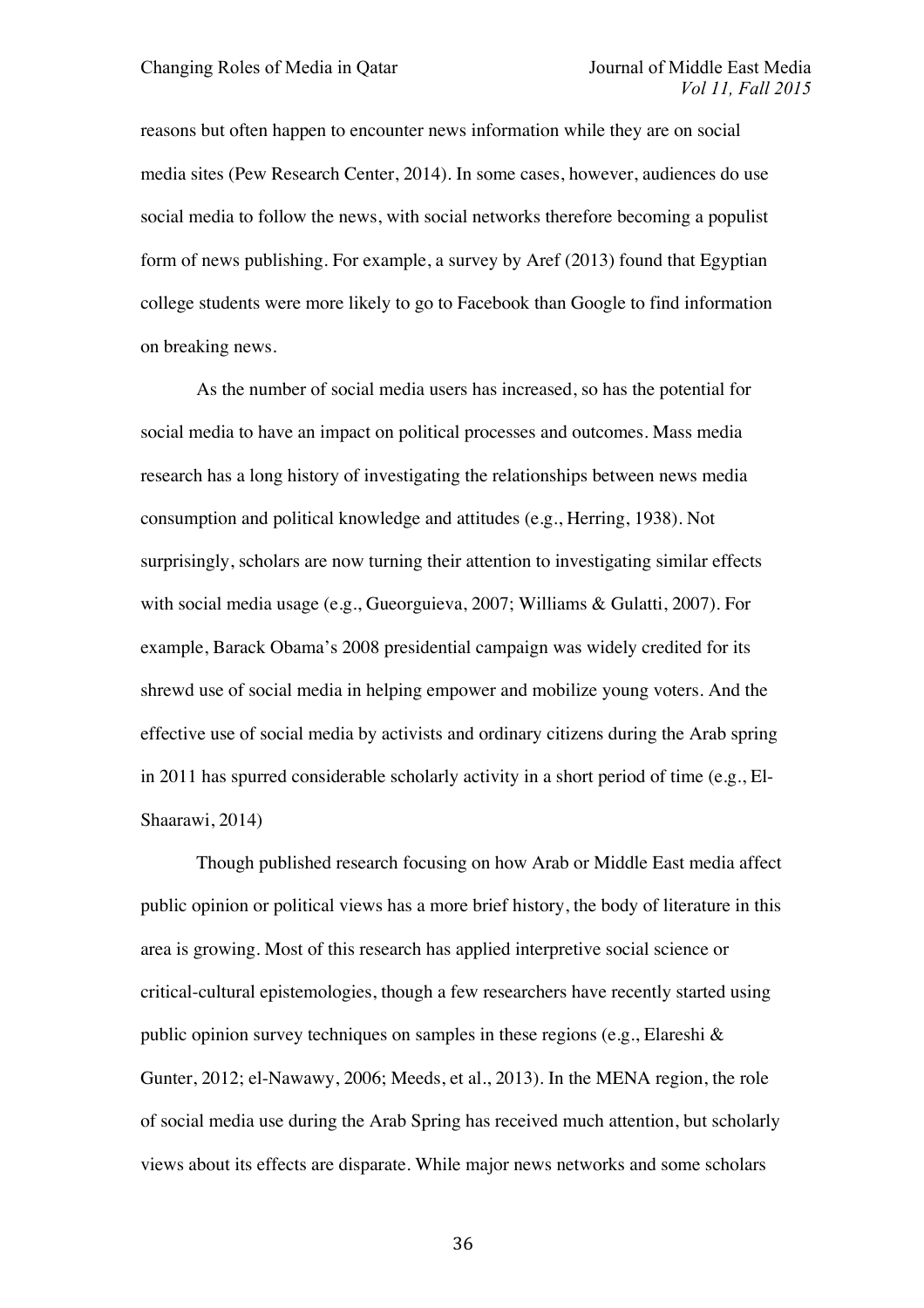reasons but often happen to encounter news information while they are on social media sites (Pew Research Center, 2014). In some cases, however, audiences do use social media to follow the news, with social networks therefore becoming a populist form of news publishing. For example, a survey by Aref (2013) found that Egyptian college students were more likely to go to Facebook than Google to find information on breaking news.

As the number of social media users has increased, so has the potential for social media to have an impact on political processes and outcomes. Mass media research has a long history of investigating the relationships between news media consumption and political knowledge and attitudes (e.g., Herring, 1938). Not surprisingly, scholars are now turning their attention to investigating similar effects with social media usage (e.g., Gueorguieva, 2007; Williams & Gulatti, 2007). For example, Barack Obama's 2008 presidential campaign was widely credited for its shrewd use of social media in helping empower and mobilize young voters. And the effective use of social media by activists and ordinary citizens during the Arab spring in 2011 has spurred considerable scholarly activity in a short period of time (e.g., El-Shaarawi, 2014)

Though published research focusing on how Arab or Middle East media affect public opinion or political views has a more brief history, the body of literature in this area is growing. Most of this research has applied interpretive social science or critical-cultural epistemologies, though a few researchers have recently started using public opinion survey techniques on samples in these regions (e.g., Elareshi & Gunter, 2012; el-Nawawy, 2006; Meeds, et al., 2013). In the MENA region, the role of social media use during the Arab Spring has received much attention, but scholarly views about its effects are disparate. While major news networks and some scholars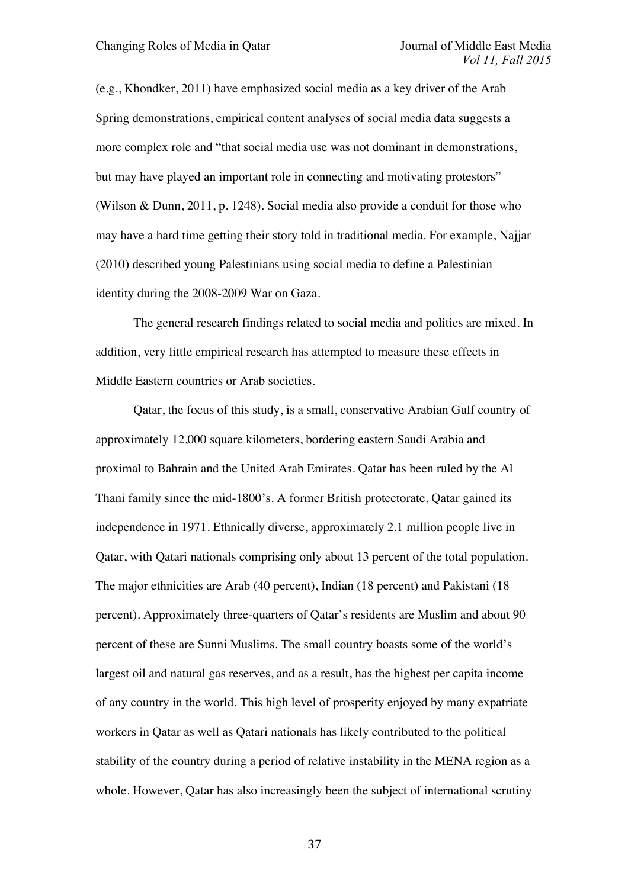(e.g., Khondker, 2011) have emphasized social media as a key driver of the Arab Spring demonstrations, empirical content analyses of social media data suggests a more complex role and "that social media use was not dominant in demonstrations, but may have played an important role in connecting and motivating protestors" (Wilson & Dunn, 2011, p. 1248). Social media also provide a conduit for those who may have a hard time getting their story told in traditional media. For example, Najjar (2010) described young Palestinians using social media to define a Palestinian identity during the 2008-2009 War on Gaza.

The general research findings related to social media and politics are mixed. In addition, very little empirical research has attempted to measure these effects in Middle Eastern countries or Arab societies.

Qatar, the focus of this study, is a small, conservative Arabian Gulf country of approximately 12,000 square kilometers, bordering eastern Saudi Arabia and proximal to Bahrain and the United Arab Emirates. Qatar has been ruled by the Al Thani family since the mid-1800's. A former British protectorate, Qatar gained its independence in 1971. Ethnically diverse, approximately 2.1 million people live in Qatar, with Qatari nationals comprising only about 13 percent of the total population. The major ethnicities are Arab (40 percent), Indian (18 percent) and Pakistani (18 percent). Approximately three-quarters of Qatar's residents are Muslim and about 90 percent of these are Sunni Muslims. The small country boasts some of the world's largest oil and natural gas reserves, and as a result, has the highest per capita income of any country in the world. This high level of prosperity enjoyed by many expatriate workers in Qatar as well as Qatari nationals has likely contributed to the political stability of the country during a period of relative instability in the MENA region as a whole. However, Qatar has also increasingly been the subject of international scrutiny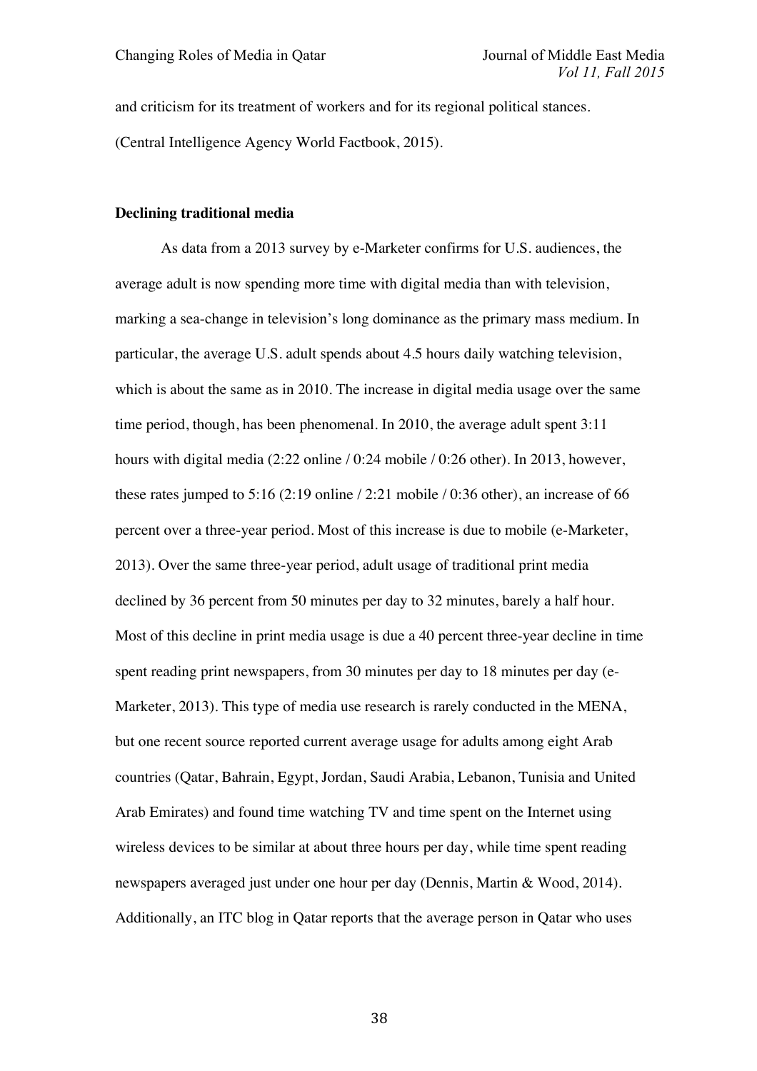and criticism for its treatment of workers and for its regional political stances. (Central Intelligence Agency World Factbook, 2015).

**Declining traditional media**

As data from a 2013 survey by e-Marketer confirms for U.S. audiences, the average adult is now spending more time with digital media than with television, marking a sea-change in television's long dominance as the primary mass medium. In particular, the average U.S. adult spends about 4.5 hours daily watching television, which is about the same as in 2010. The increase in digital media usage over the same time period, though, has been phenomenal. In 2010, the average adult spent 3:11 hours with digital media (2:22 online / 0:24 mobile / 0:26 other). In 2013, however, these rates jumped to 5:16 (2:19 online / 2:21 mobile / 0:36 other), an increase of 66 percent over a three-year period. Most of this increase is due to mobile (e-Marketer, 2013). Over the same three-year period, adult usage of traditional print media declined by 36 percent from 50 minutes per day to 32 minutes, barely a half hour. Most of this decline in print media usage is due a 40 percent three-year decline in time spent reading print newspapers, from 30 minutes per day to 18 minutes per day (e-Marketer, 2013). This type of media use research is rarely conducted in the MENA, but one recent source reported current average usage for adults among eight Arab countries (Qatar, Bahrain, Egypt, Jordan, Saudi Arabia, Lebanon, Tunisia and United Arab Emirates) and found time watching TV and time spent on the Internet using wireless devices to be similar at about three hours per day, while time spent reading newspapers averaged just under one hour per day (Dennis, Martin & Wood, 2014). Additionally, an ITC blog in Qatar reports that the average person in Qatar who uses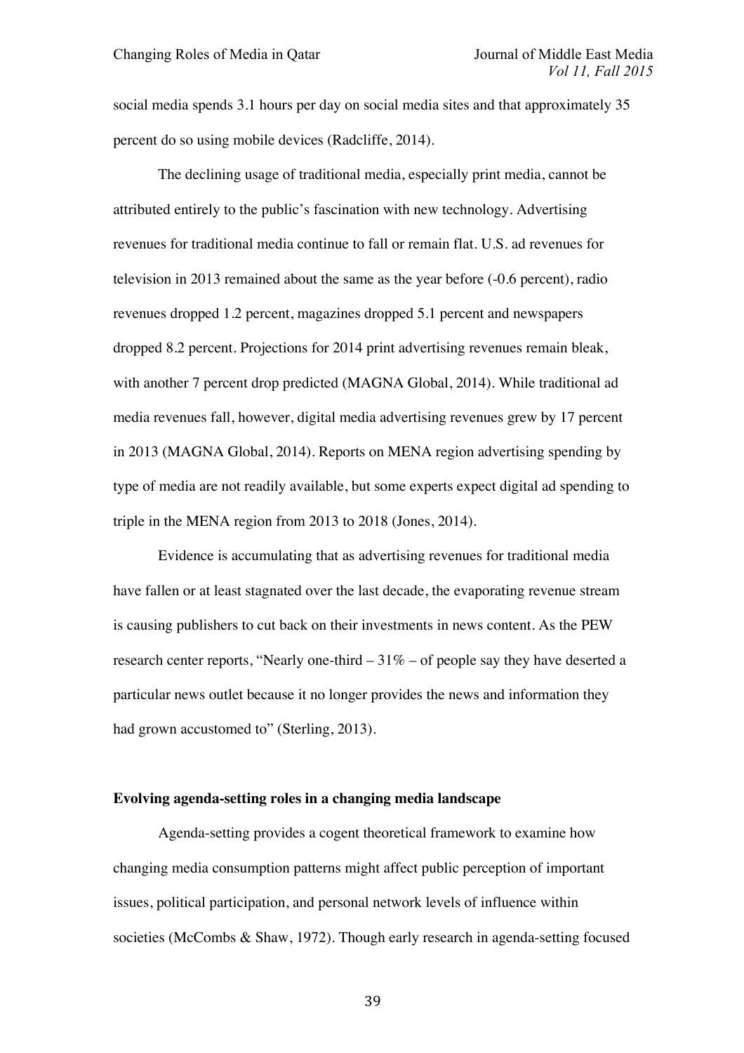social media spends 3.1 hours per day on social media sites and that approximately 35 percent do so using mobile devices (Radcliffe, 2014).

The declining usage of traditional media, especially print media, cannot be attributed entirely to the public's fascination with new technology. Advertising revenues for traditional media continue to fall or remain flat. U.S. ad revenues for television in 2013 remained about the same as the year before (-0.6 percent), radio revenues dropped 1.2 percent, magazines dropped 5.1 percent and newspapers dropped 8.2 percent. Projections for 2014 print advertising revenues remain bleak, with another 7 percent drop predicted (MAGNA Global, 2014). While traditional ad media revenues fall, however, digital media advertising revenues grew by 17 percent in 2013 (MAGNA Global, 2014). Reports on MENA region advertising spending by type of media are not readily available, but some experts expect digital ad spending to triple in the MENA region from 2013 to 2018 (Jones, 2014).

Evidence is accumulating that as advertising revenues for traditional media have fallen or at least stagnated over the last decade, the evaporating revenue stream is causing publishers to cut back on their investments in news content. As the PEW research center reports, "Nearly one-third – 31% – of people say they have deserted a particular news outlet because it no longer provides the news and information they had grown accustomed to" (Sterling, 2013).

**Evolving agenda-setting roles in a changing media landscape**

Agenda-setting provides a cogent theoretical framework to examine how changing media consumption patterns might affect public perception of important issues, political participation, and personal network levels of influence within societies (McCombs & Shaw, 1972). Though early research in agenda-setting focused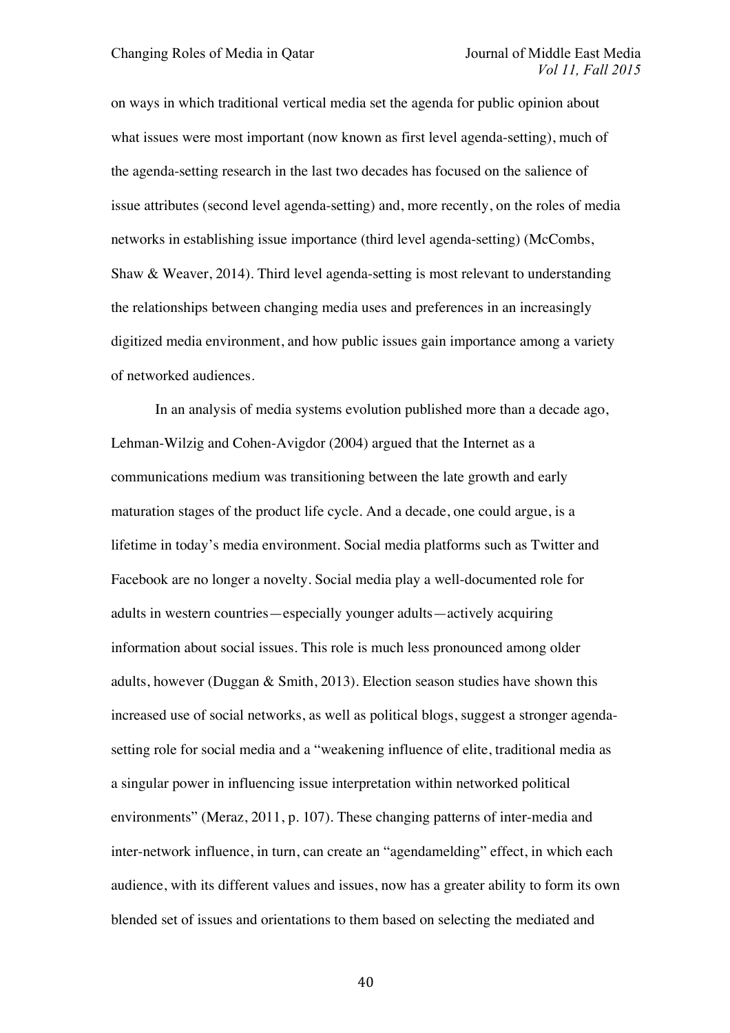on ways in which traditional vertical media set the agenda for public opinion about what issues were most important (now known as first level agenda-setting), much of the agenda-setting research in the last two decades has focused on the salience of issue attributes (second level agenda-setting) and, more recently, on the roles of media networks in establishing issue importance (third level agenda-setting) (McCombs, Shaw & Weaver, 2014). Third level agenda-setting is most relevant to understanding the relationships between changing media uses and preferences in an increasingly digitized media environment, and how public issues gain importance among a variety of networked audiences.

In an analysis of media systems evolution published more than a decade ago, Lehman-Wilzig and Cohen-Avigdor (2004) argued that the Internet as a communications medium was transitioning between the late growth and early maturation stages of the product life cycle. And a decade, one could argue, is a lifetime in today's media environment. Social media platforms such as Twitter and Facebook are no longer a novelty. Social media play a well-documented role for adults in western countries—especially younger adults—actively acquiring information about social issues. This role is much less pronounced among older adults, however (Duggan & Smith, 2013). Election season studies have shown this increased use of social networks, as well as political blogs, suggest a stronger agenda-setting role for social media and a "weakening influence of elite, traditional media as a singular power in influencing issue interpretation within networked political environments" (Meraz, 2011, p. 107). These changing patterns of inter-media and inter-network influence, in turn, can create an "agendamelding" effect, in which each audience, with its different values and issues, now has a greater ability to form its own blended set of issues and orientations to them based on selecting the mediated and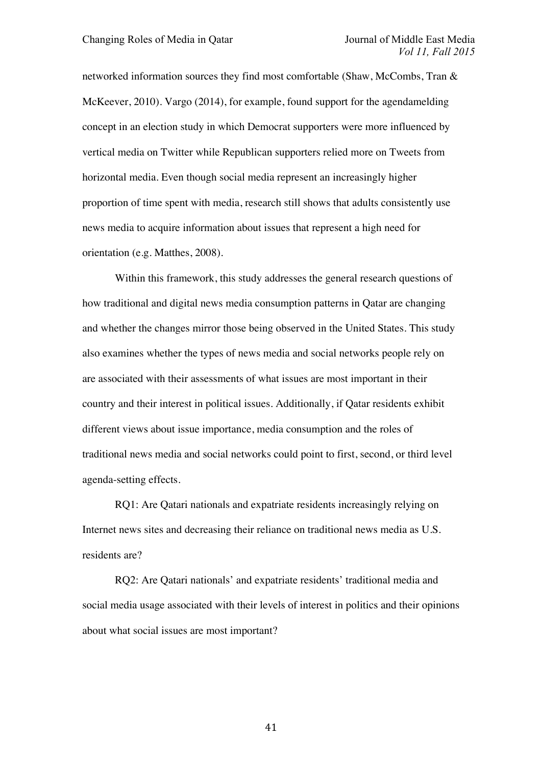networked information sources they find most comfortable (Shaw, McCombs, Tran & McKeever, 2010). Vargo (2014), for example, found support for the agendamelding concept in an election study in which Democrat supporters were more influenced by vertical media on Twitter while Republican supporters relied more on Tweets from horizontal media. Even though social media represent an increasingly higher proportion of time spent with media, research still shows that adults consistently use news media to acquire information about issues that represent a high need for orientation (e.g. Matthes, 2008).

Within this framework, this study addresses the general research questions of how traditional and digital news media consumption patterns in Qatar are changing and whether the changes mirror those being observed in the United States. This study also examines whether the types of news media and social networks people rely on are associated with their assessments of what issues are most important in their country and their interest in political issues. Additionally, if Qatar residents exhibit different views about issue importance, media consumption and the roles of traditional news media and social networks could point to first, second, or third level agenda-setting effects.

RQ1: Are Qatari nationals and expatriate residents increasingly relying on Internet news sites and decreasing their reliance on traditional news media as U.S. residents are?

RQ2: Are Qatari nationals' and expatriate residents' traditional media and social media usage associated with their levels of interest in politics and their opinions about what social issues are most important?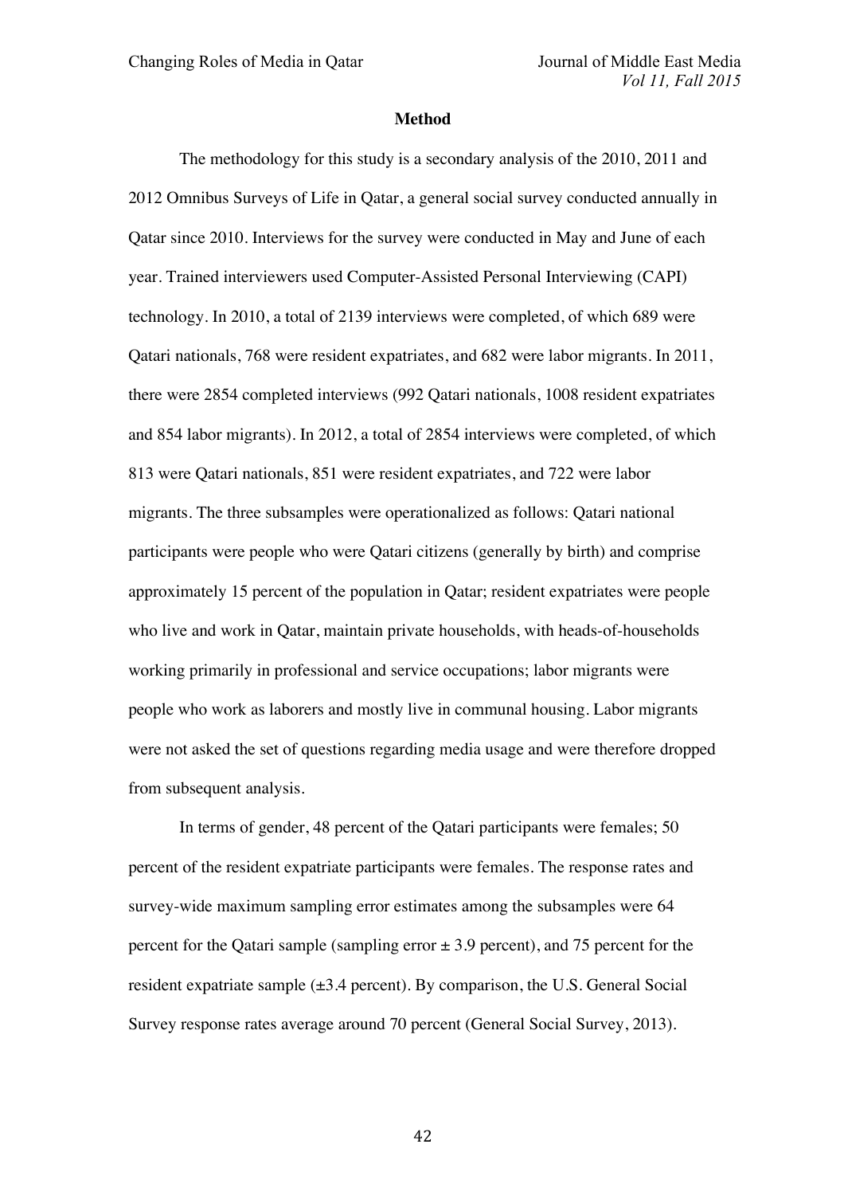## Method

The methodology for this study is a secondary analysis of the 2010, 2011 and 2012 Omnibus Surveys of Life in Qatar, a general social survey conducted annually in Qatar since 2010. Interviews for the survey were conducted in May and June of each year. Trained interviewers used Computer-Assisted Personal Interviewing (CAPI) technology. In 2010, a total of 2139 interviews were completed, of which 689 were Qatari nationals, 768 were resident expatriates, and 682 were labor migrants. In 2011, there were 2854 completed interviews (992 Qatari nationals, 1008 resident expatriates and 854 labor migrants). In 2012, a total of 2854 interviews were completed, of which 813 were Qatari nationals, 851 were resident expatriates, and 722 were labor migrants. The three subsamples were operationalized as follows: Qatari national participants were people who were Qatari citizens (generally by birth) and comprise approximately 15 percent of the population in Qatar; resident expatriates were people who live and work in Qatar, maintain private households, with heads-of-households working primarily in professional and service occupations; labor migrants were people who work as laborers and mostly live in communal housing. Labor migrants were not asked the set of questions regarding media usage and were therefore dropped from subsequent analysis.

In terms of gender, 48 percent of the Qatari participants were females; 50 percent of the resident expatriate participants were females. The response rates and survey-wide maximum sampling error estimates among the subsamples were 64 percent for the Qatari sample (sampling error ± 3.9 percent), and 75 percent for the resident expatriate sample (±3.4 percent). By comparison, the U.S. General Social Survey response rates average around 70 percent (General Social Survey, 2013).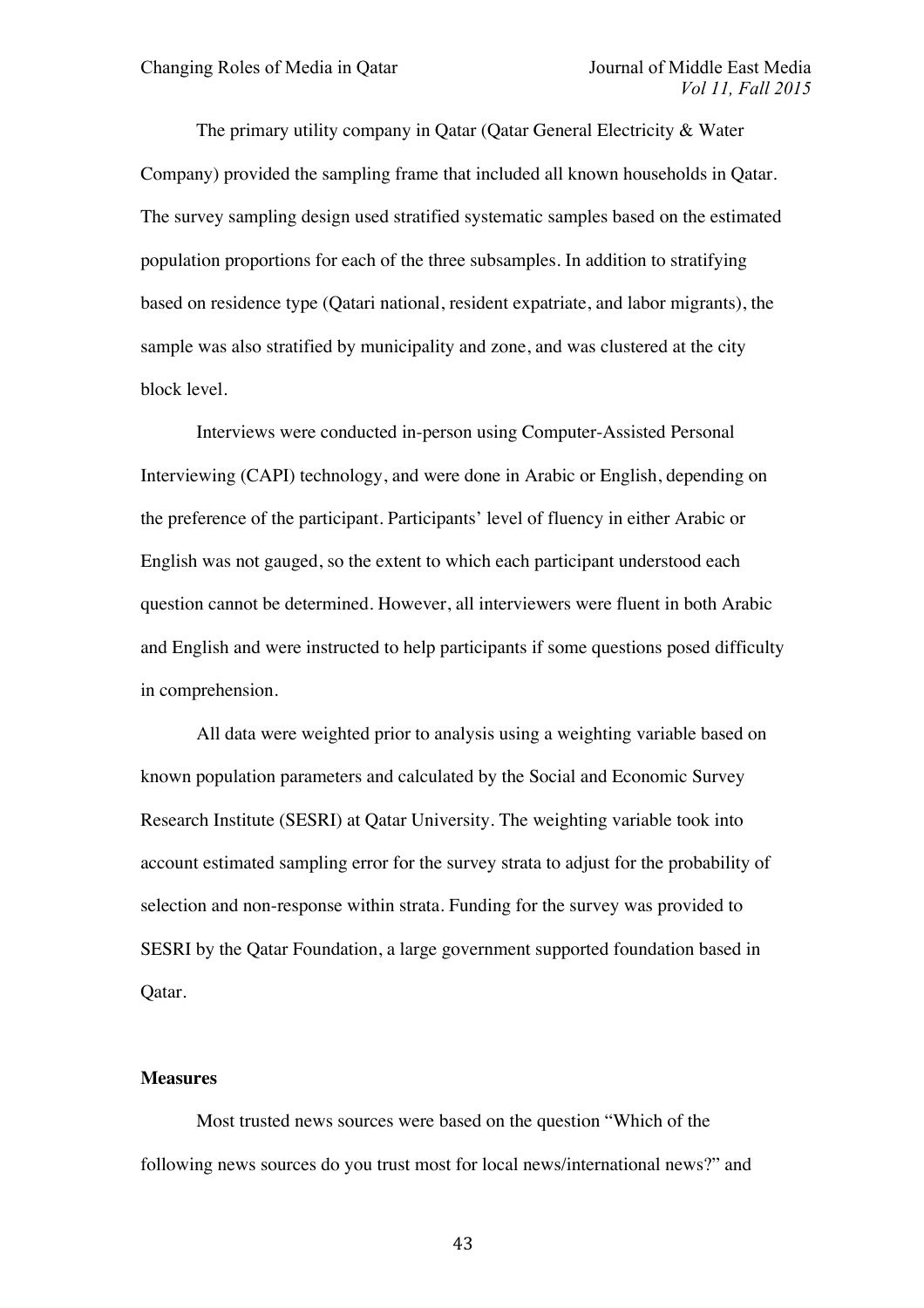The primary utility company in Qatar (Qatar General Electricity & Water Company) provided the sampling frame that included all known households in Qatar. The survey sampling design used stratified systematic samples based on the estimated population proportions for each of the three subsamples. In addition to stratifying based on residence type (Qatari national, resident expatriate, and labor migrants), the sample was also stratified by municipality and zone, and was clustered at the city block level.

Interviews were conducted in-person using Computer-Assisted Personal Interviewing (CAPI) technology, and were done in Arabic or English, depending on the preference of the participant. Participants' level of fluency in either Arabic or English was not gauged, so the extent to which each participant understood each question cannot be determined. However, all interviewers were fluent in both Arabic and English and were instructed to help participants if some questions posed difficulty in comprehension.

All data were weighted prior to analysis using a weighting variable based on known population parameters and calculated by the Social and Economic Survey Research Institute (SESRI) at Qatar University. The weighting variable took into account estimated sampling error for the survey strata to adjust for the probability of selection and non-response within strata. Funding for the survey was provided to SESRI by the Qatar Foundation, a large government supported foundation based in Qatar.

**Measures**

Most trusted news sources were based on the question "Which of the following news sources do you trust most for local news/international news?" and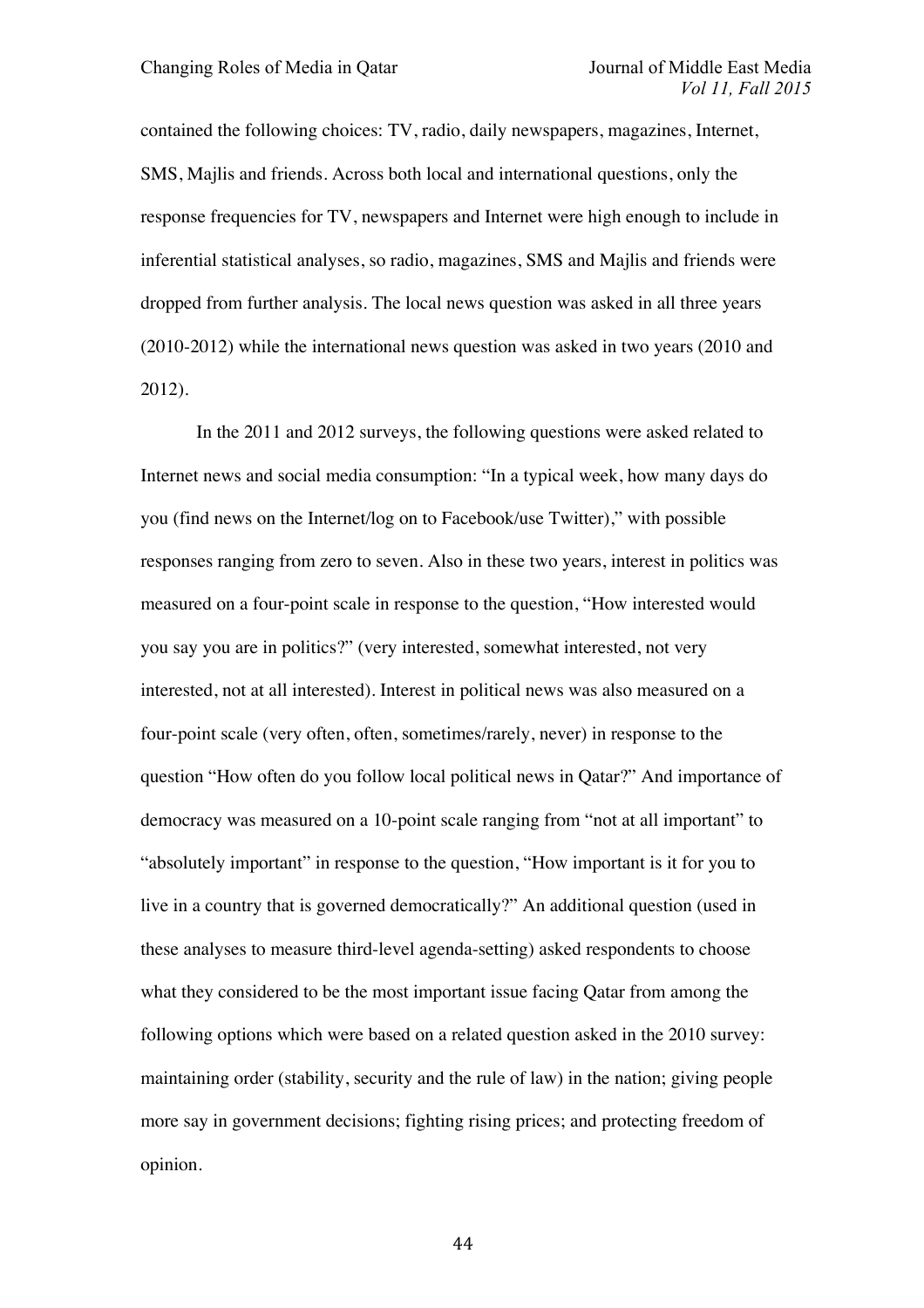contained the following choices: TV, radio, daily newspapers, magazines, Internet, SMS, Majlis and friends. Across both local and international questions, only the response frequencies for TV, newspapers and Internet were high enough to include in inferential statistical analyses, so radio, magazines, SMS and Majlis and friends were dropped from further analysis. The local news question was asked in all three years (2010-2012) while the international news question was asked in two years (2010 and 2012).

In the 2011 and 2012 surveys, the following questions were asked related to Internet news and social media consumption: "In a typical week, how many days do you (find news on the Internet/log on to Facebook/use Twitter)," with possible responses ranging from zero to seven. Also in these two years, interest in politics was measured on a four-point scale in response to the question, "How interested would you say you are in politics?" (very interested, somewhat interested, not very interested, not at all interested). Interest in political news was also measured on a four-point scale (very often, often, sometimes/rarely, never) in response to the question "How often do you follow local political news in Qatar?" And importance of democracy was measured on a 10-point scale ranging from "not at all important" to "absolutely important" in response to the question, "How important is it for you to live in a country that is governed democratically?" An additional question (used in these analyses to measure third-level agenda-setting) asked respondents to choose what they considered to be the most important issue facing Qatar from among the following options which were based on a related question asked in the 2010 survey: maintaining order (stability, security and the rule of law) in the nation; giving people more say in government decisions; fighting rising prices; and protecting freedom of opinion.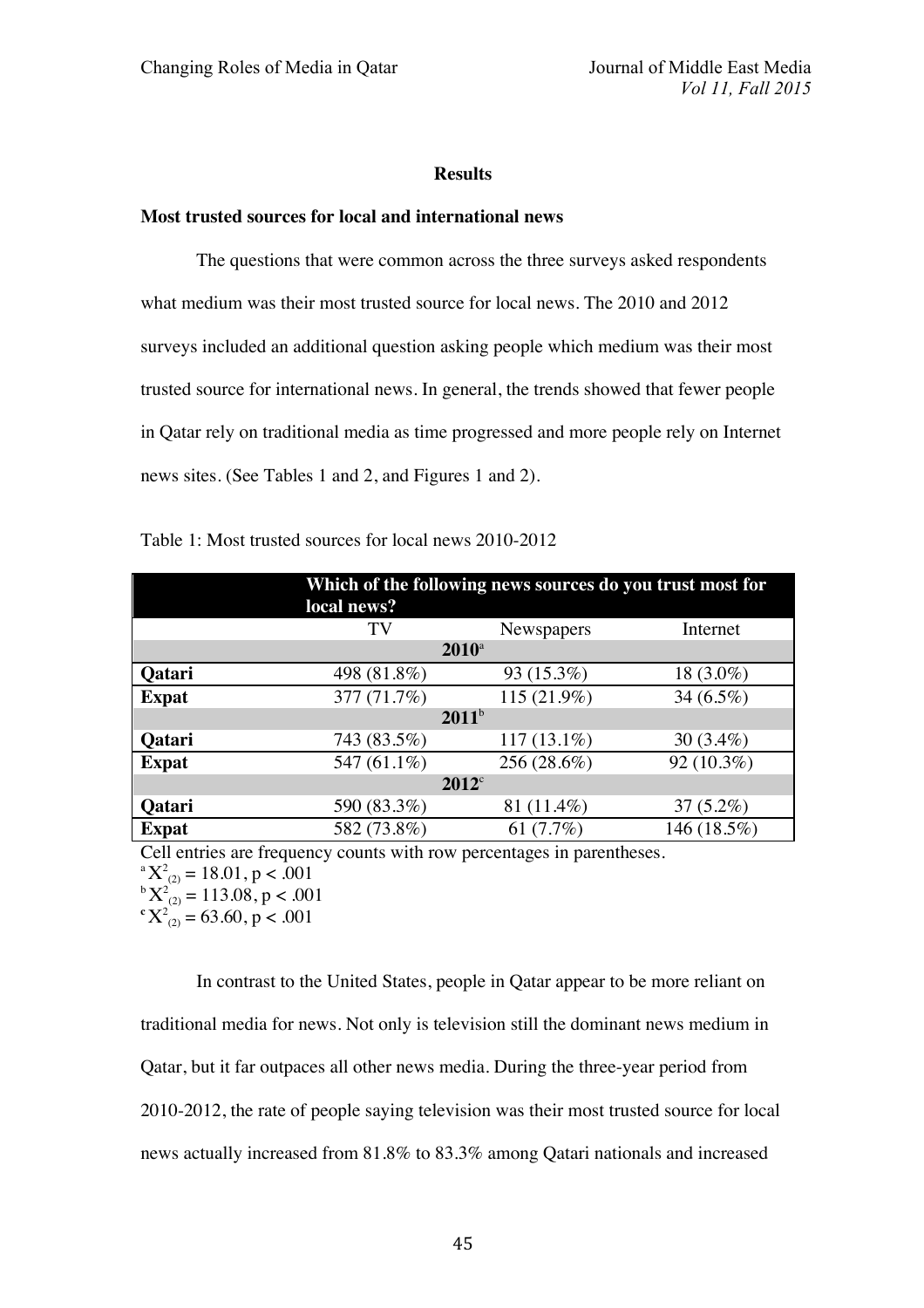## Results

### Most trusted sources for local and international news

The questions that were common across the three surveys asked respondents what medium was their most trusted source for local news. The 2010 and 2012 surveys included an additional question asking people which medium was their most trusted source for international news. In general, the trends showed that fewer people in Qatar rely on traditional media as time progressed and more people rely on Internet news sites. (See Tables 1 and 2, and Figures 1 and 2).

Table 1: Most trusted sources for local news 2010-2012

| | Which of the following news sources do you trust most for local news? | | |
|---|---|---|---|
| | TV | Newspapers | Internet |
| **2010**[a] | | | |
| **Qatari** | 498 (81.8%) | 93 (15.3%) | 18 (3.0%) |
| **Expat** | 377 (71.7%) | 115 (21.9%) | 34 (6.5%) |
| **2011**[b] | | | |
| **Qatari** | 743 (83.5%) | 117 (13.1%) | 30 (3.4%) |
| **Expat** | 547 (61.1%) | 256 (28.6%) | 92 (10.3%) |
| **2012**[c] | | | |
| **Qatari** | 590 (83.3%) | 81 (11.4%) | 37 (5.2%) |
| **Expat** | 582 (73.8%) | 61 (7.7%) | 146 (18.5%) |

Cell entries are frequency counts with row percentages in parentheses.
[a] $X^2_{(2)} = 18.01, p < .001$
[b] $X^2_{(2)} = 113.08, p < .001$
[c] $X^2_{(2)} = 63.60, p < .001$

In contrast to the United States, people in Qatar appear to be more reliant on traditional media for news. Not only is television still the dominant news medium in Qatar, but it far outpaces all other news media. During the three-year period from 2010-2012, the rate of people saying television was their most trusted source for local news actually increased from 81.8% to 83.3% among Qatari nationals and increased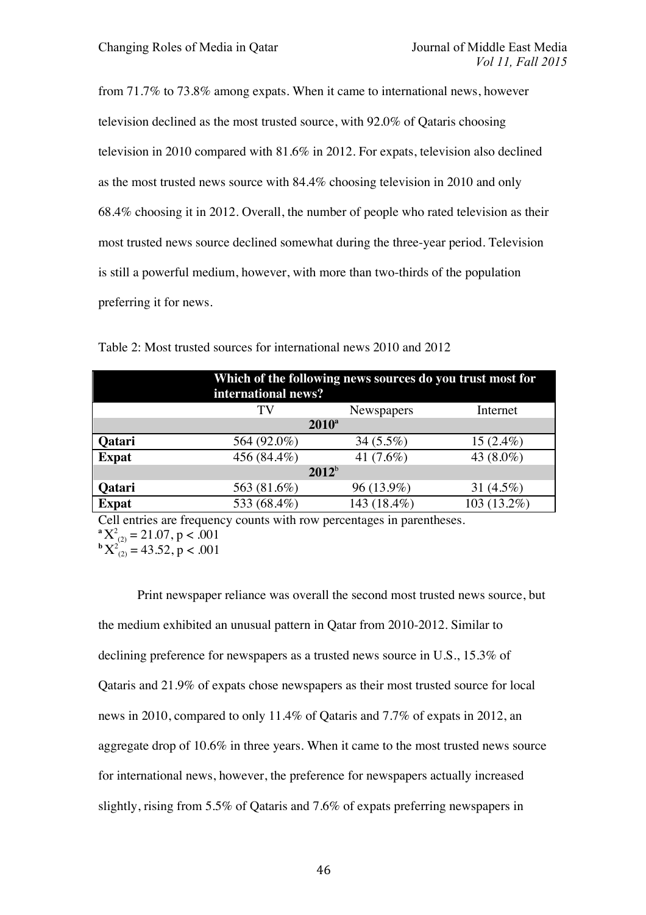from 71.7% to 73.8% among expats. When it came to international news, however television declined as the most trusted source, with 92.0% of Qataris choosing television in 2010 compared with 81.6% in 2012. For expats, television also declined as the most trusted news source with 84.4% choosing television in 2010 and only 68.4% choosing it in 2012. Overall, the number of people who rated television as their most trusted news source declined somewhat during the three-year period. Television is still a powerful medium, however, with more than two-thirds of the population preferring it for news.

Table 2: Most trusted sources for international news 2010 and 2012

| | Which of the following news sources do you trust most for international news? | | |
|---|---|---|---|
| | TV | Newspapers | Internet |
| | **2010**[a] | | |
| **Qatari** | 564 (92.0%) | 34 (5.5%) | 15 (2.4%) |
| **Expat** | 456 (84.4%) | 41 (7.6%) | 43 (8.0%) |
| | **2012**[b] | | |
| **Qatari** | 563 (81.6%) | 96 (13.9%) | 31 (4.5%) |
| **Expat** | 533 (68.4%) | 143 (18.4%) | 103 (13.2%) |

Cell entries are frequency counts with row percentages in parentheses.

[a] $X^2_{(2)} = 21.07, p < .001$

[b] $X^2_{(2)} = 43.52, p < .001$

Print newspaper reliance was overall the second most trusted news source, but the medium exhibited an unusual pattern in Qatar from 2010-2012. Similar to declining preference for newspapers as a trusted news source in U.S., 15.3% of Qataris and 21.9% of expats chose newspapers as their most trusted source for local news in 2010, compared to only 11.4% of Qataris and 7.7% of expats in 2012, an aggregate drop of 10.6% in three years. When it came to the most trusted news source for international news, however, the preference for newspapers actually increased slightly, rising from 5.5% of Qataris and 7.6% of expats preferring newspapers in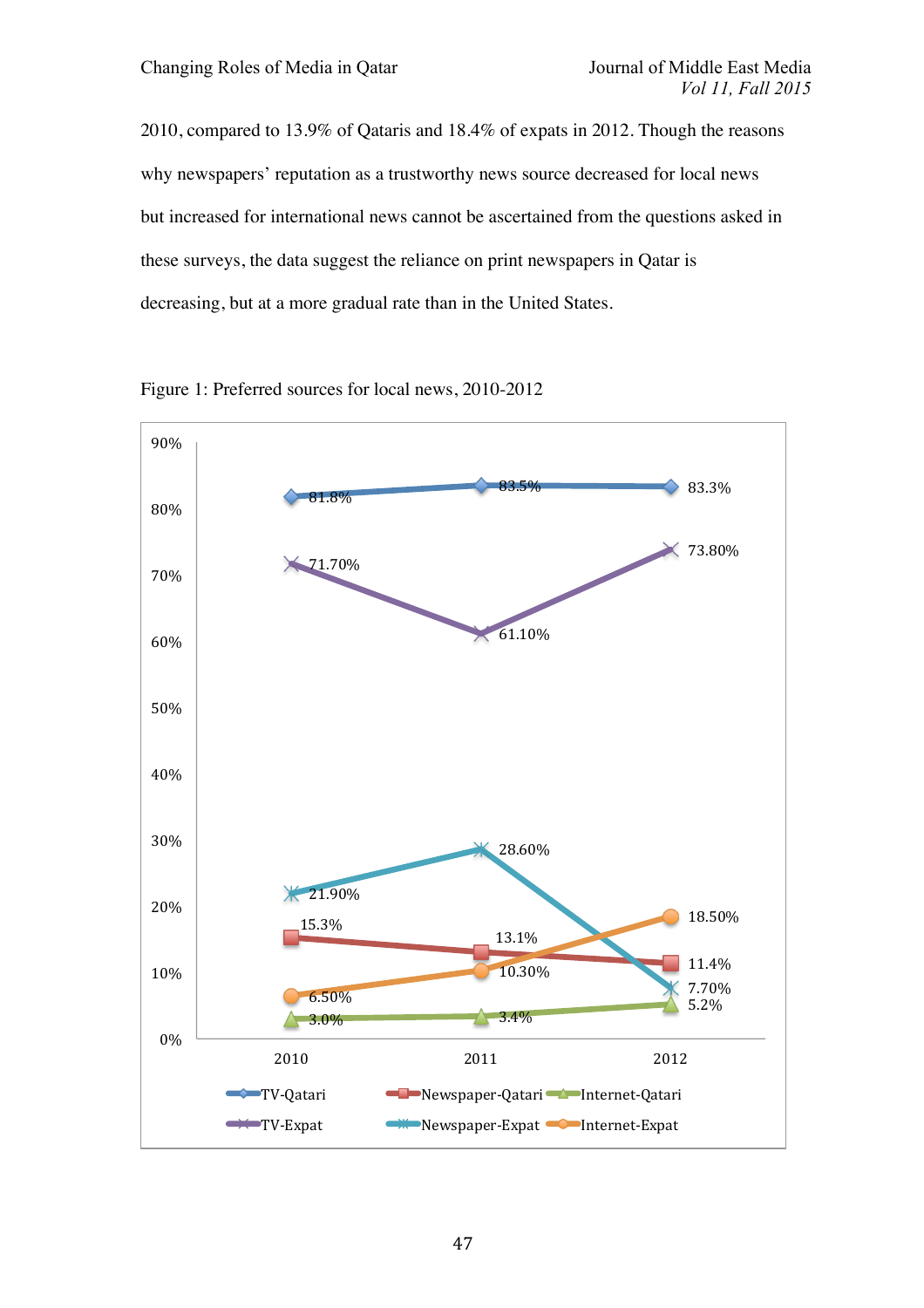2010, compared to 13.9% of Qataris and 18.4% of expats in 2012. Though the reasons why newspapers' reputation as a trustworthy news source decreased for local news but increased for international news cannot be ascertained from the questions asked in these surveys, the data suggest the reliance on print newspapers in Qatar is decreasing, but at a more gradual rate than in the United States.

Figure 1: Preferred sources for local news, 2010-2012

| | 2010 | 2011 | 2012 |
|---|---|---|---|
| TV-Qatari | 81.8% | 83.5% | 83.3% |
| TV-Expat | 71.70% | 61.10% | 73.80% |
| Newspaper-Qatari | 15.3% | 13.1% | 11.4% |
| Newspaper-Expat | 21.90% | 28.60% | 7.70% |
| Internet-Qatari | 3.0% | 3.4% | 5.2% |
| Internet-Expat | 6.50% | 10.30% | 18.50% |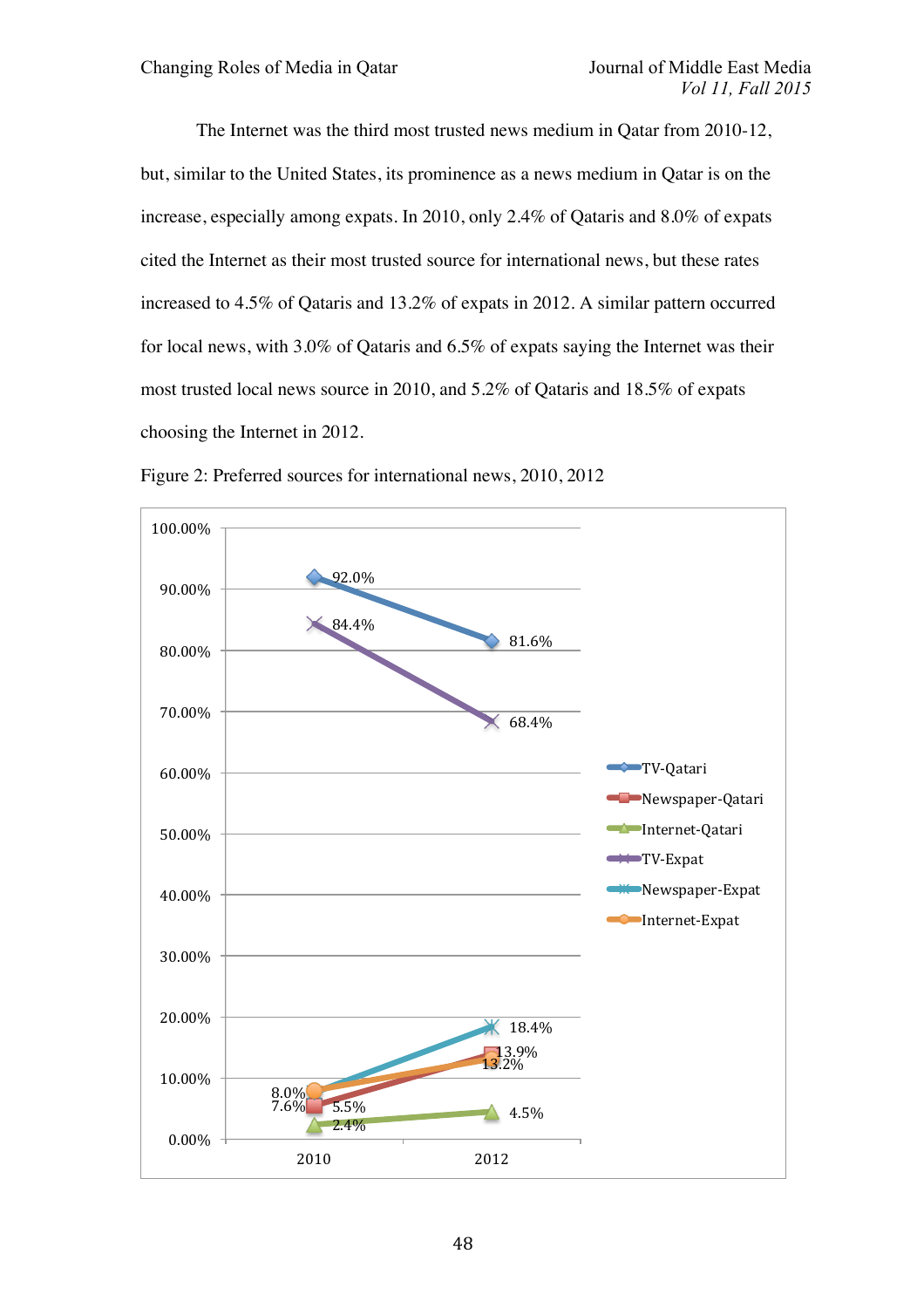The Internet was the third most trusted news medium in Qatar from 2010-12, but, similar to the United States, its prominence as a news medium in Qatar is on the increase, especially among expats. In 2010, only 2.4% of Qataris and 8.0% of expats cited the Internet as their most trusted source for international news, but these rates increased to 4.5% of Qataris and 13.2% of expats in 2012. A similar pattern occurred for local news, with 3.0% of Qataris and 6.5% of expats saying the Internet was their most trusted local news source in 2010, and 5.2% of Qataris and 18.5% of expats choosing the Internet in 2012.

Figure 2: Preferred sources for international news, 2010, 2012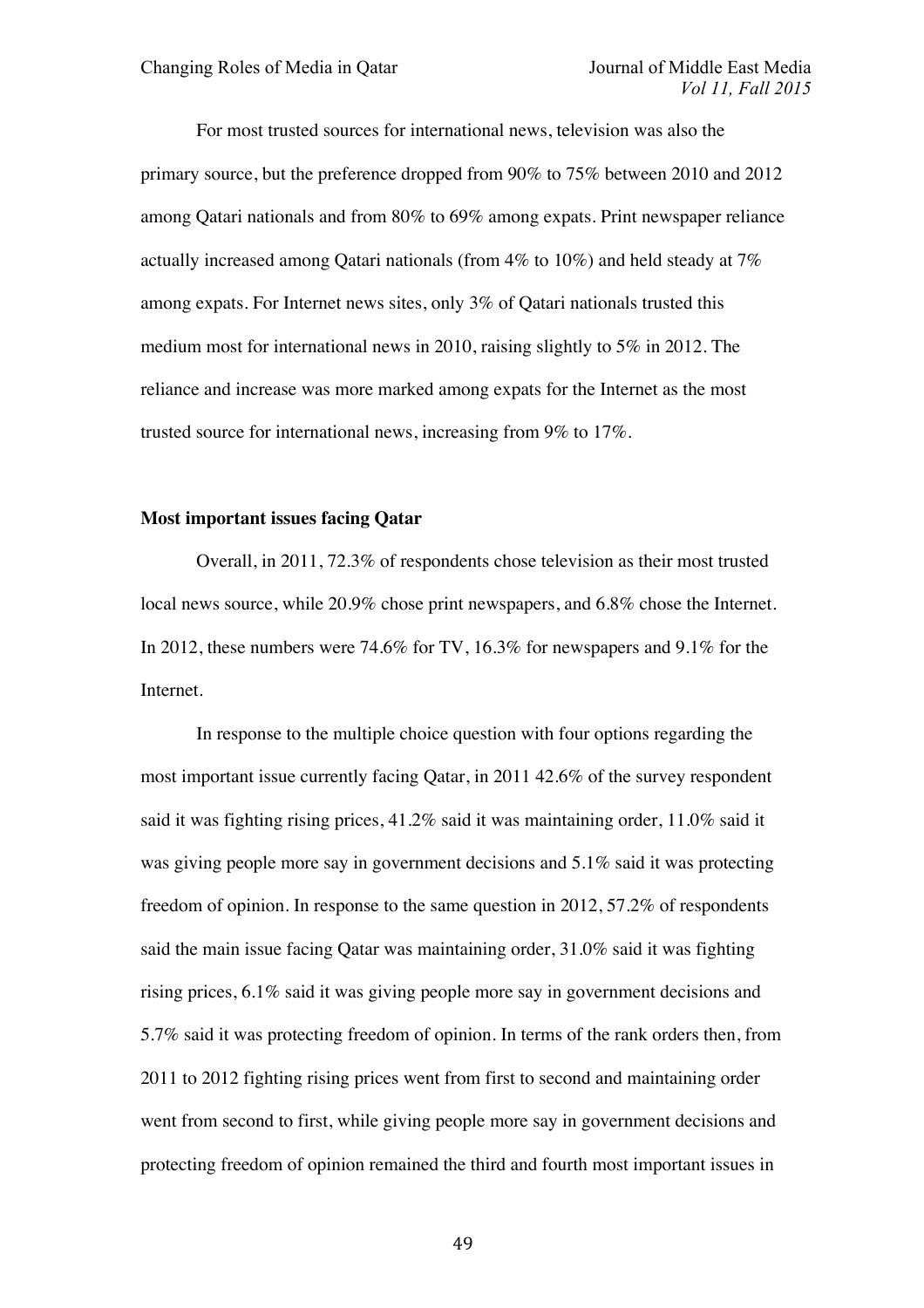For most trusted sources for international news, television was also the primary source, but the preference dropped from 90% to 75% between 2010 and 2012 among Qatari nationals and from 80% to 69% among expats. Print newspaper reliance actually increased among Qatari nationals (from 4% to 10%) and held steady at 7% among expats. For Internet news sites, only 3% of Qatari nationals trusted this medium most for international news in 2010, raising slightly to 5% in 2012. The reliance and increase was more marked among expats for the Internet as the most trusted source for international news, increasing from 9% to 17%.

**Most important issues facing Qatar**

Overall, in 2011, 72.3% of respondents chose television as their most trusted local news source, while 20.9% chose print newspapers, and 6.8% chose the Internet. In 2012, these numbers were 74.6% for TV, 16.3% for newspapers and 9.1% for the Internet.

In response to the multiple choice question with four options regarding the most important issue currently facing Qatar, in 2011 42.6% of the survey respondent said it was fighting rising prices, 41.2% said it was maintaining order, 11.0% said it was giving people more say in government decisions and 5.1% said it was protecting freedom of opinion. In response to the same question in 2012, 57.2% of respondents said the main issue facing Qatar was maintaining order, 31.0% said it was fighting rising prices, 6.1% said it was giving people more say in government decisions and 5.7% said it was protecting freedom of opinion. In terms of the rank orders then, from 2011 to 2012 fighting rising prices went from first to second and maintaining order went from second to first, while giving people more say in government decisions and protecting freedom of opinion remained the third and fourth most important issues in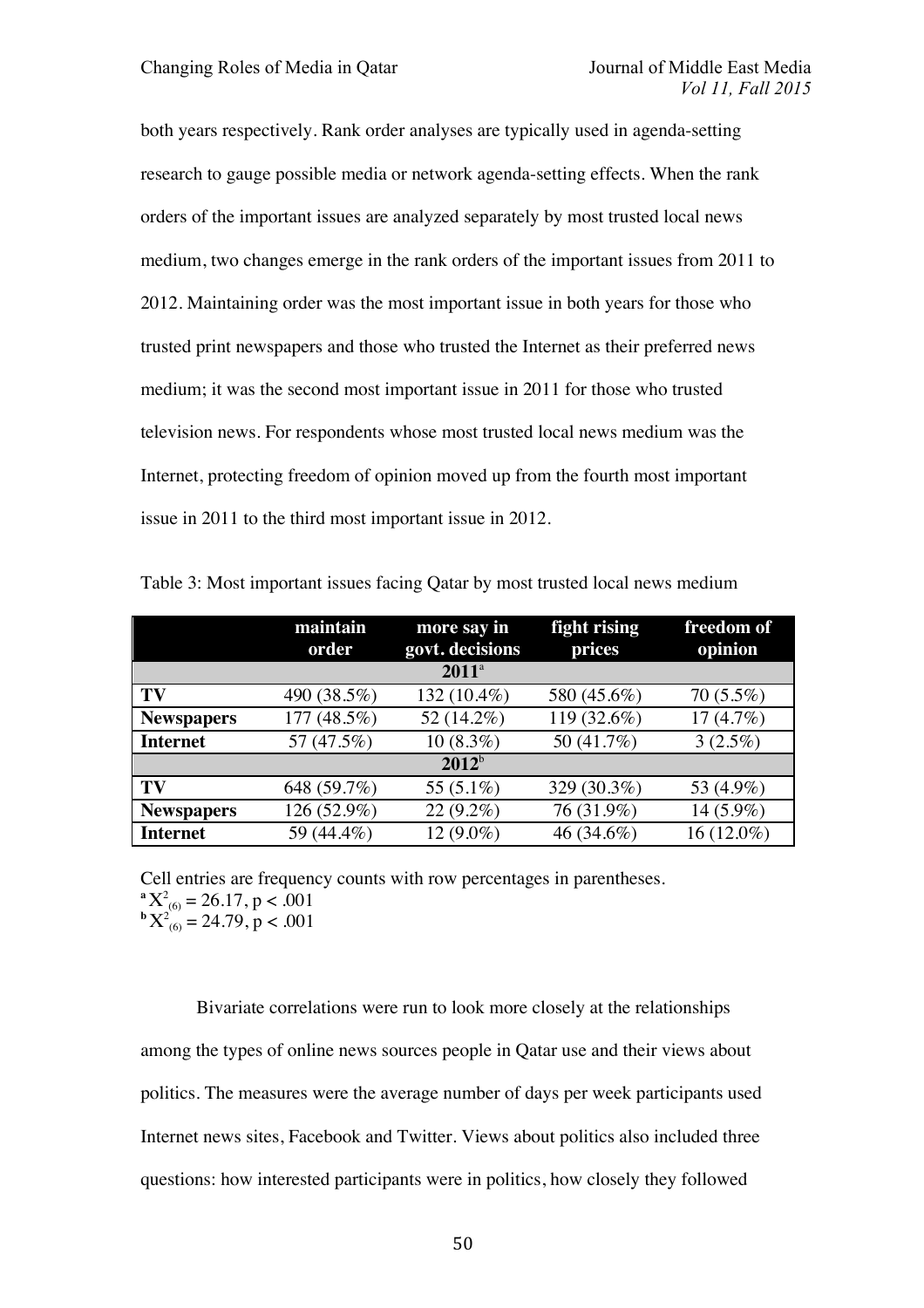both years respectively. Rank order analyses are typically used in agenda-setting research to gauge possible media or network agenda-setting effects. When the rank orders of the important issues are analyzed separately by most trusted local news medium, two changes emerge in the rank orders of the important issues from 2011 to 2012. Maintaining order was the most important issue in both years for those who trusted print newspapers and those who trusted the Internet as their preferred news medium; it was the second most important issue in 2011 for those who trusted television news. For respondents whose most trusted local news medium was the Internet, protecting freedom of opinion moved up from the fourth most important issue in 2011 to the third most important issue in 2012.

Table 3: Most important issues facing Qatar by most trusted local news medium

| | maintain order | more say in govt. decisions | fight rising prices | freedom of opinion |
|---|---|---|---|---|
| **2011**[a] | | | | |
| **TV** | 490 (38.5%) | 132 (10.4%) | 580 (45.6%) | 70 (5.5%) |
| **Newspapers** | 177 (48.5%) | 52 (14.2%) | 119 (32.6%) | 17 (4.7%) |
| **Internet** | 57 (47.5%) | 10 (8.3%) | 50 (41.7%) | 3 (2.5%) |
| **2012**[b] | | | | |
| **TV** | 648 (59.7%) | 55 (5.1%) | 329 (30.3%) | 53 (4.9%) |
| **Newspapers** | 126 (52.9%) | 22 (9.2%) | 76 (31.9%) | 14 (5.9%) |
| **Internet** | 59 (44.4%) | 12 (9.0%) | 46 (34.6%) | 16 (12.0%) |

Cell entries are frequency counts with row percentages in parentheses.

[a] $X^2_{(6)} = 26.17, p < .001$

[b] $X^2_{(6)} = 24.79, p < .001$

Bivariate correlations were run to look more closely at the relationships among the types of online news sources people in Qatar use and their views about politics. The measures were the average number of days per week participants used Internet news sites, Facebook and Twitter. Views about politics also included three questions: how interested participants were in politics, how closely they followed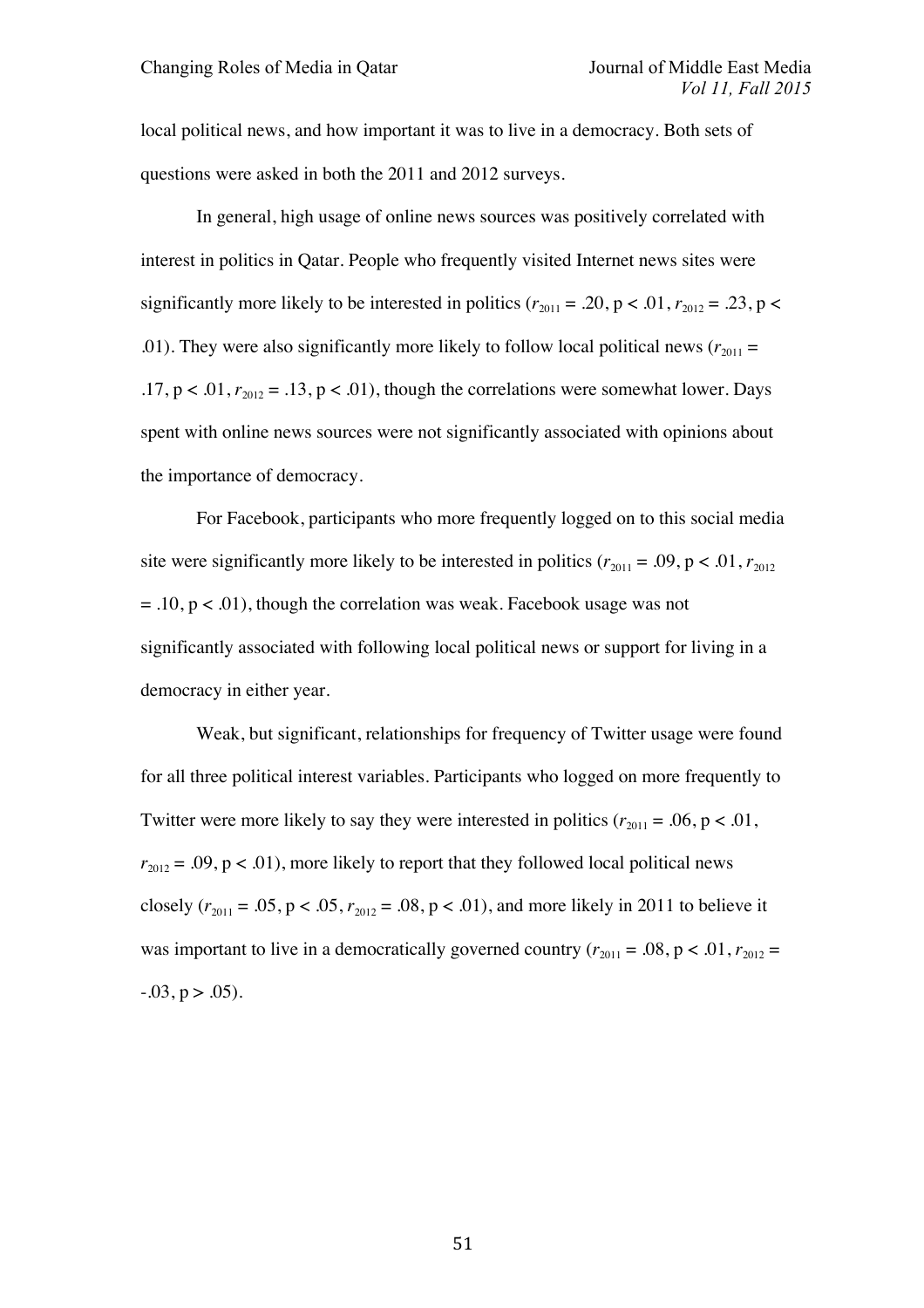local political news, and how important it was to live in a democracy. Both sets of questions were asked in both the 2011 and 2012 surveys.

In general, high usage of online news sources was positively correlated with interest in politics in Qatar. People who frequently visited Internet news sites were significantly more likely to be interested in politics ($r_{2011} = .20$, $p < .01$, $r_{2012} = .23$, $p < .01$). They were also significantly more likely to follow local political news ($r_{2011} = .17$, $p < .01$, $r_{2012} = .13$, $p < .01$), though the correlations were somewhat lower. Days spent with online news sources were not significantly associated with opinions about the importance of democracy.

For Facebook, participants who more frequently logged on to this social media site were significantly more likely to be interested in politics ($r_{2011} = .09$, $p < .01$, $r_{2012} = .10$, $p < .01$), though the correlation was weak. Facebook usage was not significantly associated with following local political news or support for living in a democracy in either year.

Weak, but significant, relationships for frequency of Twitter usage were found for all three political interest variables. Participants who logged on more frequently to Twitter were more likely to say they were interested in politics ($r_{2011} = .06$, $p < .01$, $r_{2012} = .09$, $p < .01$), more likely to report that they followed local political news closely ($r_{2011} = .05$, $p < .05$, $r_{2012} = .08$, $p < .01$), and more likely in 2011 to believe it was important to live in a democratically governed country ($r_{2011} = .08$, $p < .01$, $r_{2012} = -.03$, $p > .05$).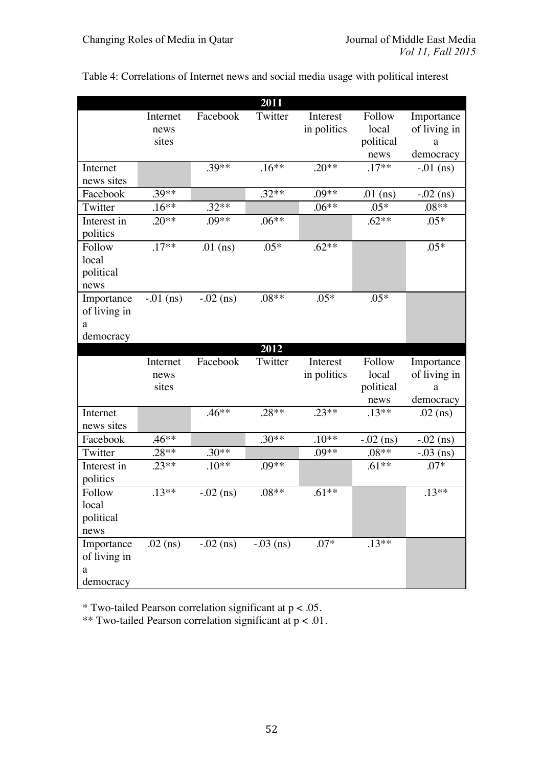Table 4: Correlations of Internet news and social media usage with political interest

| **2011** | | | | | | |
|---|---|---|---|---|---|---|
| | Internet news sites | Facebook | Twitter | Interest in politics | Follow local political news | Importance of living in a democracy |
| Internet news sites | | .39** | .16** | .20** | .17** | -.01 (ns) |
| Facebook | .39** | | .32** | .09** | .01 (ns) | -.02 (ns) |
| Twitter | .16** | .32** | | .06** | .05* | .08** |
| Interest in politics | .20** | .09** | .06** | | .62** | .05* |
| Follow local political news | .17** | .01 (ns) | .05* | .62** | | .05* |
| Importance of living in a democracy | -.01 (ns) | -.02 (ns) | .08** | .05* | .05* | |
| **2012** | | | | | | |
| | Internet news sites | Facebook | Twitter | Interest in politics | Follow local political news | Importance of living in a democracy |
| Internet news sites | | .46** | .28** | .23** | .13** | .02 (ns) |
| Facebook | .46** | | .30** | .10** | -.02 (ns) | -.02 (ns) |
| Twitter | .28** | .30** | | .09** | .08** | -.03 (ns) |
| Interest in politics | .23** | .10** | .09** | | .61** | .07* |
| Follow local political news | .13** | -.02 (ns) | .08** | .61** | | .13** |
| Importance of living in a democracy | .02 (ns) | -.02 (ns) | -.03 (ns) | .07* | .13** | |

* Two-tailed Pearson correlation significant at $p < .05$.
** Two-tailed Pearson correlation significant at $p < .01$.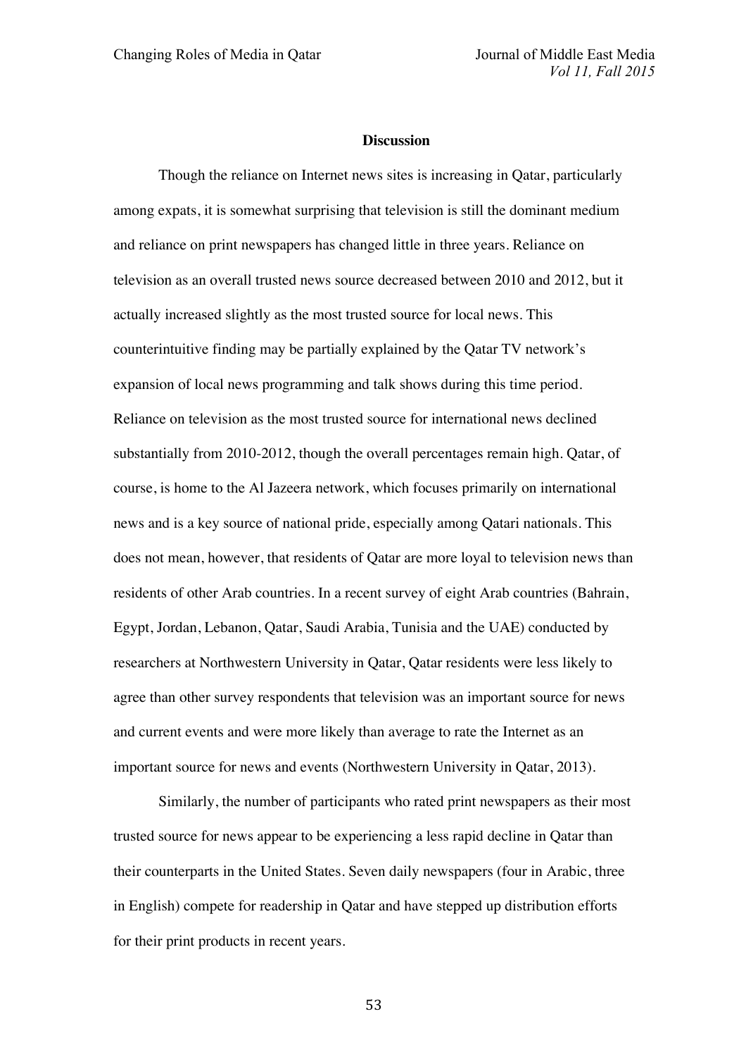## Discussion

Though the reliance on Internet news sites is increasing in Qatar, particularly among expats, it is somewhat surprising that television is still the dominant medium and reliance on print newspapers has changed little in three years. Reliance on television as an overall trusted news source decreased between 2010 and 2012, but it actually increased slightly as the most trusted source for local news. This counterintuitive finding may be partially explained by the Qatar TV network's expansion of local news programming and talk shows during this time period. Reliance on television as the most trusted source for international news declined substantially from 2010-2012, though the overall percentages remain high. Qatar, of course, is home to the Al Jazeera network, which focuses primarily on international news and is a key source of national pride, especially among Qatari nationals. This does not mean, however, that residents of Qatar are more loyal to television news than residents of other Arab countries. In a recent survey of eight Arab countries (Bahrain, Egypt, Jordan, Lebanon, Qatar, Saudi Arabia, Tunisia and the UAE) conducted by researchers at Northwestern University in Qatar, Qatar residents were less likely to agree than other survey respondents that television was an important source for news and current events and were more likely than average to rate the Internet as an important source for news and events (Northwestern University in Qatar, 2013).

Similarly, the number of participants who rated print newspapers as their most trusted source for news appear to be experiencing a less rapid decline in Qatar than their counterparts in the United States. Seven daily newspapers (four in Arabic, three in English) compete for readership in Qatar and have stepped up distribution efforts for their print products in recent years.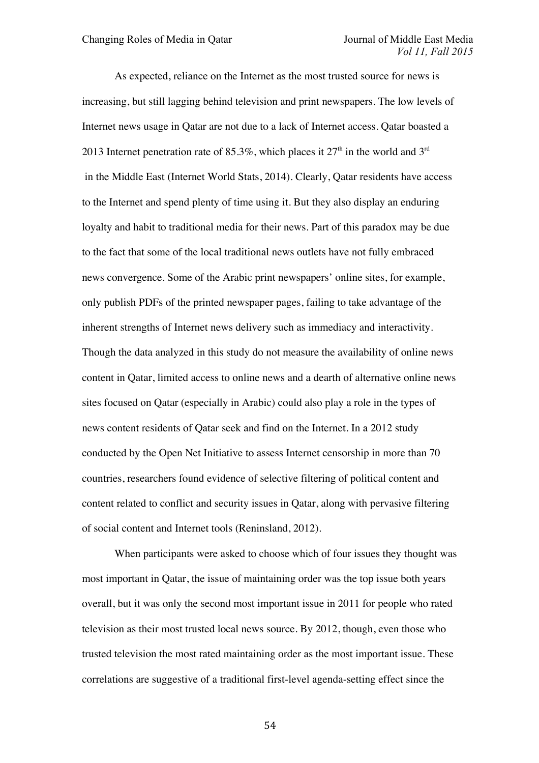As expected, reliance on the Internet as the most trusted source for news is increasing, but still lagging behind television and print newspapers. The low levels of Internet news usage in Qatar are not due to a lack of Internet access. Qatar boasted a 2013 Internet penetration rate of 85.3%, which places it 27th in the world and 3rd in the Middle East (Internet World Stats, 2014). Clearly, Qatar residents have access to the Internet and spend plenty of time using it. But they also display an enduring loyalty and habit to traditional media for their news. Part of this paradox may be due to the fact that some of the local traditional news outlets have not fully embraced news convergence. Some of the Arabic print newspapers' online sites, for example, only publish PDFs of the printed newspaper pages, failing to take advantage of the inherent strengths of Internet news delivery such as immediacy and interactivity. Though the data analyzed in this study do not measure the availability of online news content in Qatar, limited access to online news and a dearth of alternative online news sites focused on Qatar (especially in Arabic) could also play a role in the types of news content residents of Qatar seek and find on the Internet. In a 2012 study conducted by the Open Net Initiative to assess Internet censorship in more than 70 countries, researchers found evidence of selective filtering of political content and content related to conflict and security issues in Qatar, along with pervasive filtering of social content and Internet tools (Reninsland, 2012).

When participants were asked to choose which of four issues they thought was most important in Qatar, the issue of maintaining order was the top issue both years overall, but it was only the second most important issue in 2011 for people who rated television as their most trusted local news source. By 2012, though, even those who trusted television the most rated maintaining order as the most important issue. These correlations are suggestive of a traditional first-level agenda-setting effect since the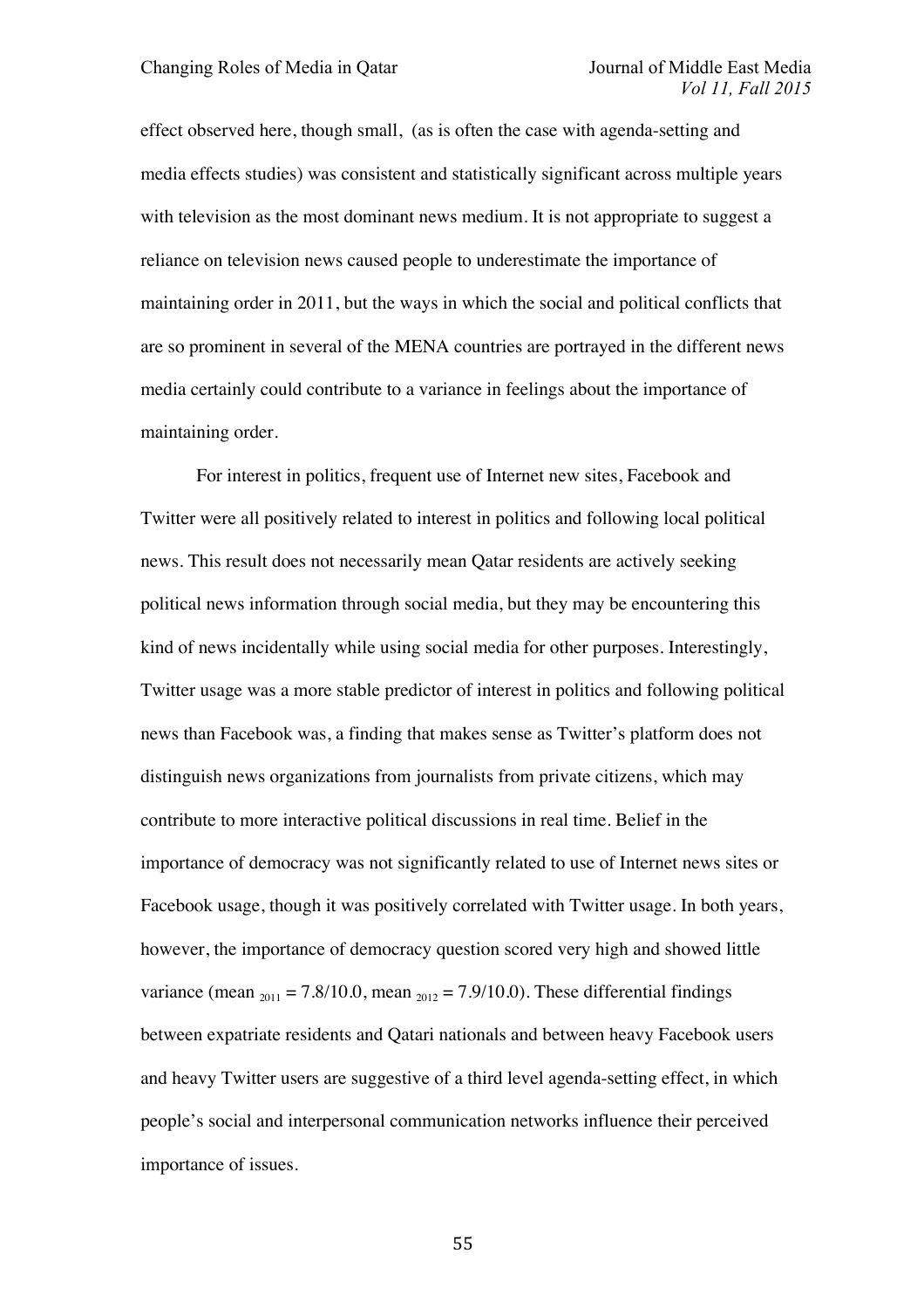effect observed here, though small, (as is often the case with agenda-setting and media effects studies) was consistent and statistically significant across multiple years with television as the most dominant news medium. It is not appropriate to suggest a reliance on television news caused people to underestimate the importance of maintaining order in 2011, but the ways in which the social and political conflicts that are so prominent in several of the MENA countries are portrayed in the different news media certainly could contribute to a variance in feelings about the importance of maintaining order.

For interest in politics, frequent use of Internet new sites, Facebook and Twitter were all positively related to interest in politics and following local political news. This result does not necessarily mean Qatar residents are actively seeking political news information through social media, but they may be encountering this kind of news incidentally while using social media for other purposes. Interestingly, Twitter usage was a more stable predictor of interest in politics and following political news than Facebook was, a finding that makes sense as Twitter's platform does not distinguish news organizations from journalists from private citizens, which may contribute to more interactive political discussions in real time. Belief in the importance of democracy was not significantly related to use of Internet news sites or Facebook usage, though it was positively correlated with Twitter usage. In both years, however, the importance of democracy question scored very high and showed little variance ($\text{mean}_{2011} = 7.8/10.0$, $\text{mean}_{2012} = 7.9/10.0$). These differential findings between expatriate residents and Qatari nationals and between heavy Facebook users and heavy Twitter users are suggestive of a third level agenda-setting effect, in which people's social and interpersonal communication networks influence their perceived importance of issues.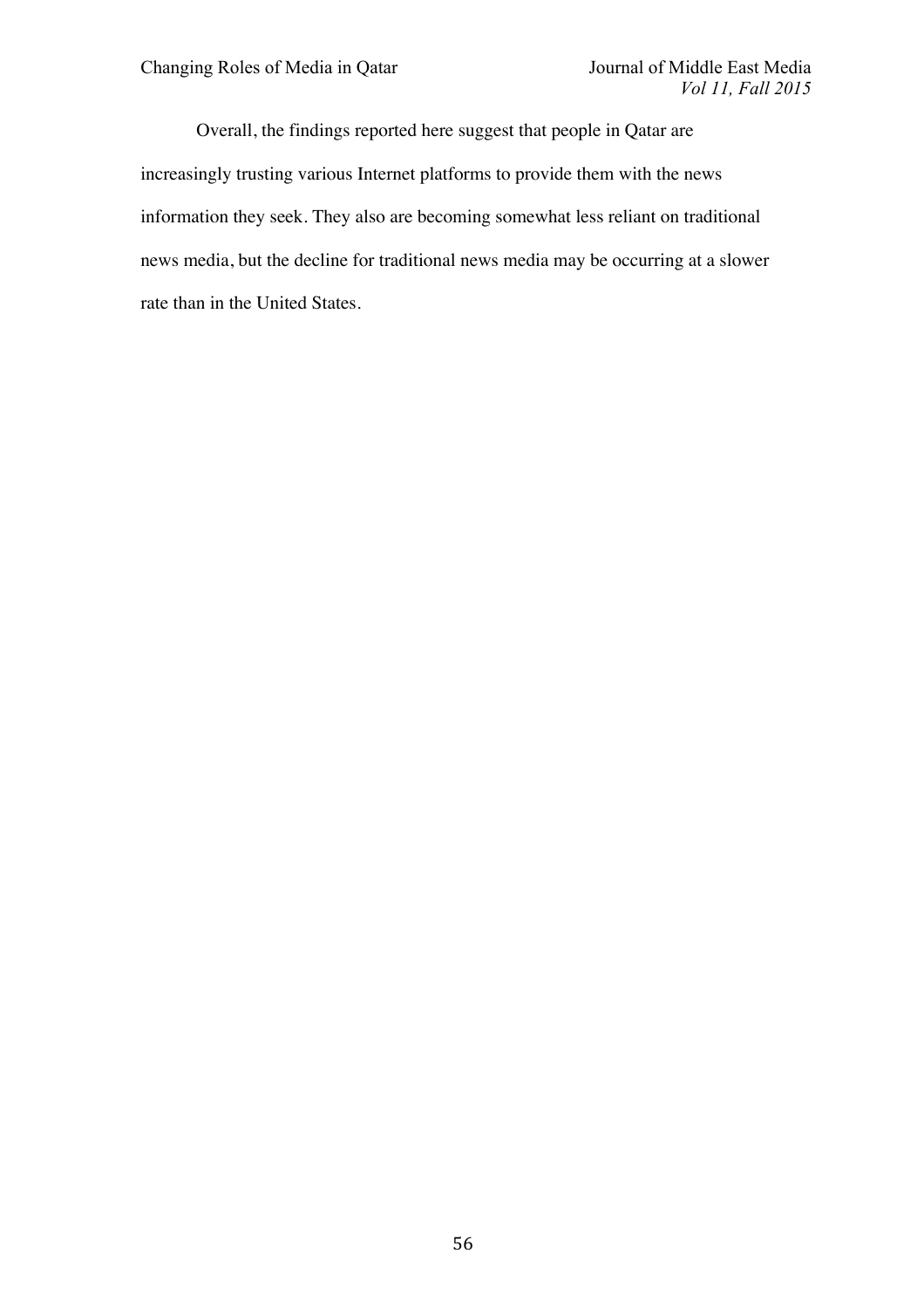Overall, the findings reported here suggest that people in Qatar are increasingly trusting various Internet platforms to provide them with the news information they seek. They also are becoming somewhat less reliant on traditional news media, but the decline for traditional news media may be occurring at a slower rate than in the United States.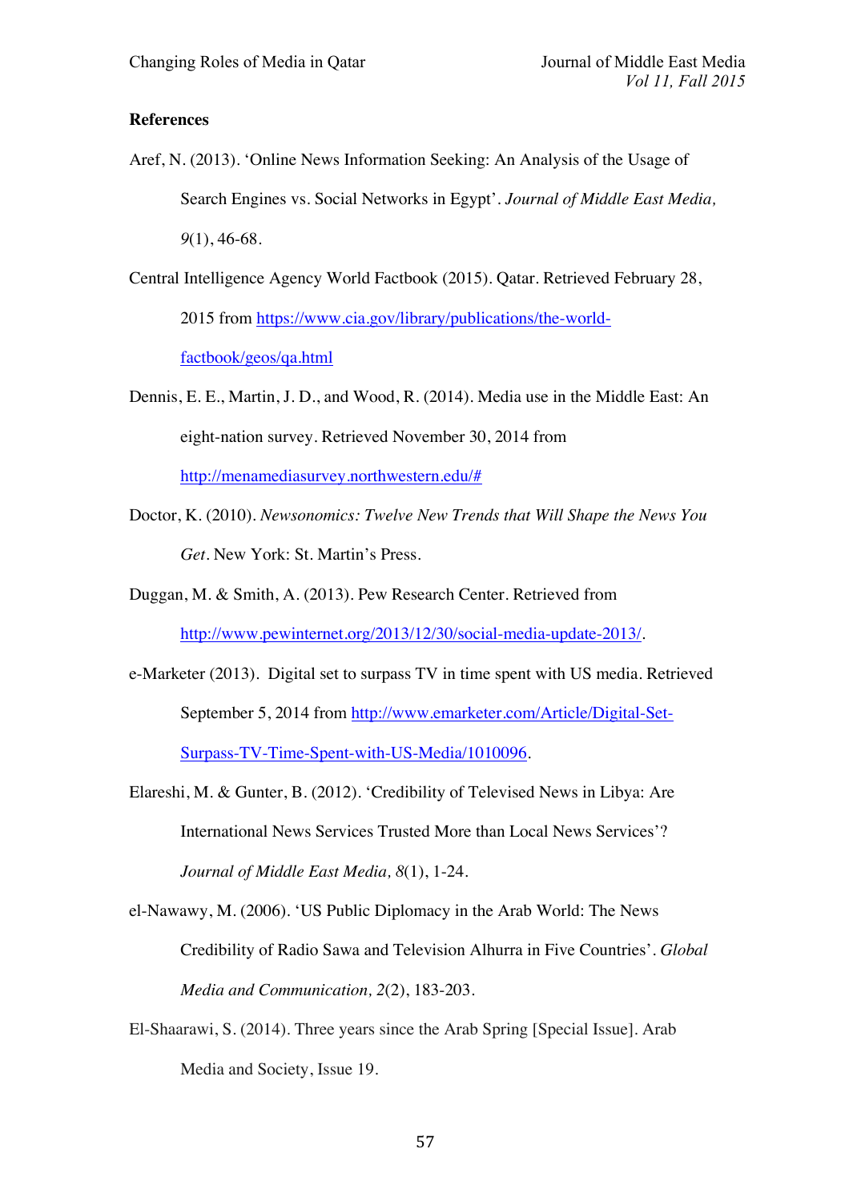**References**

Aref, N. (2013). 'Online News Information Seeking: An Analysis of the Usage of Search Engines vs. Social Networks in Egypt'. *Journal of Middle East Media, 9*(1), 46-68.

Central Intelligence Agency World Factbook (2015). Qatar. Retrieved February 28, 2015 from https://www.cia.gov/library/publications/the-world-factbook/geos/qa.html

Dennis, E. E., Martin, J. D., and Wood, R. (2014). Media use in the Middle East: An eight-nation survey. Retrieved November 30, 2014 from http://menamediasurvey.northwestern.edu/#

Doctor, K. (2010). *Newsonomics: Twelve New Trends that Will Shape the News You Get*. New York: St. Martin's Press.

Duggan, M. & Smith, A. (2013). Pew Research Center. Retrieved from http://www.pewinternet.org/2013/12/30/social-media-update-2013/.

e-Marketer (2013). Digital set to surpass TV in time spent with US media. Retrieved September 5, 2014 from http://www.emarketer.com/Article/Digital-Set-Surpass-TV-Time-Spent-with-US-Media/1010096.

Elareshi, M. & Gunter, B. (2012). 'Credibility of Televised News in Libya: Are International News Services Trusted More than Local News Services'? *Journal of Middle East Media, 8*(1), 1-24.

el-Nawawy, M. (2006). 'US Public Diplomacy in the Arab World: The News Credibility of Radio Sawa and Television Alhurra in Five Countries'. *Global Media and Communication, 2*(2), 183-203.

El-Shaarawi, S. (2014). Three years since the Arab Spring [Special Issue]. Arab Media and Society, Issue 19.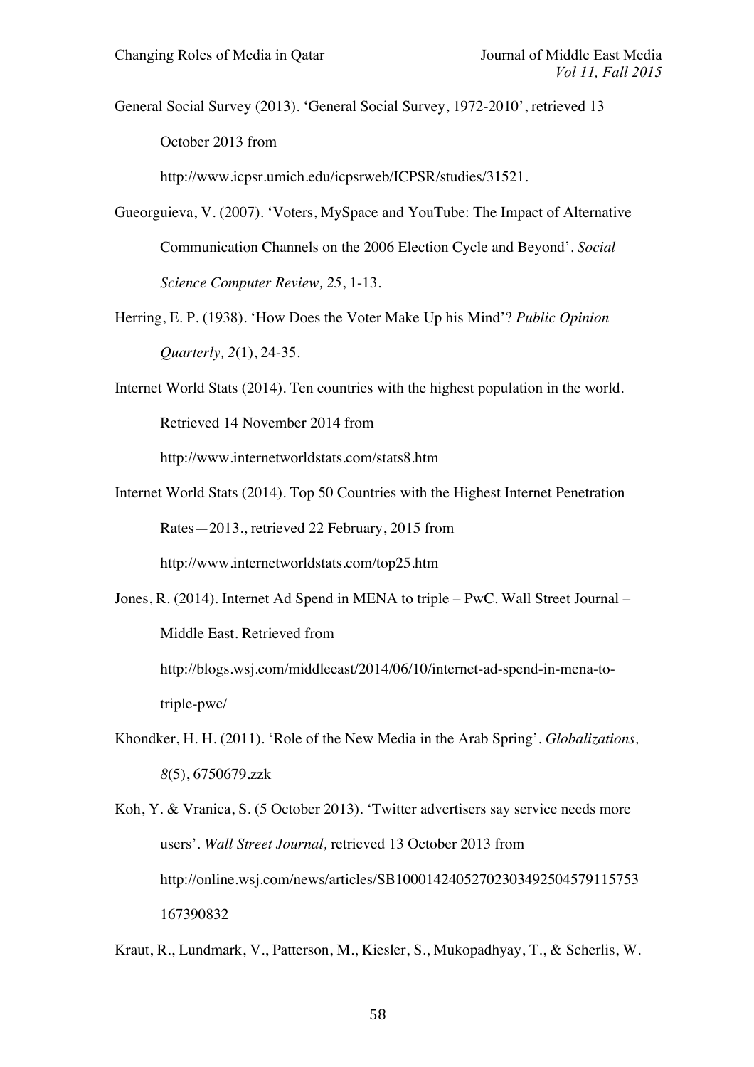General Social Survey (2013). 'General Social Survey, 1972-2010', retrieved 13 October 2013 from http://www.icpsr.umich.edu/icpsrweb/ICPSR/studies/31521.

Gueorguieva, V. (2007). 'Voters, MySpace and YouTube: The Impact of Alternative Communication Channels on the 2006 Election Cycle and Beyond'. *Social Science Computer Review, 25*, 1-13.

Herring, E. P. (1938). 'How Does the Voter Make Up his Mind'? *Public Opinion Quarterly, 2*(1), 24-35.

Internet World Stats (2014). Ten countries with the highest population in the world. Retrieved 14 November 2014 from http://www.internetworldstats.com/stats8.htm

Internet World Stats (2014). Top 50 Countries with the Highest Internet Penetration Rates—2013., retrieved 22 February, 2015 from http://www.internetworldstats.com/top25.htm

Jones, R. (2014). Internet Ad Spend in MENA to triple – PwC. Wall Street Journal – Middle East. Retrieved from http://blogs.wsj.com/middleeast/2014/06/10/internet-ad-spend-in-mena-to-triple-pwc/

Khondker, H. H. (2011). 'Role of the New Media in the Arab Spring'. *Globalizations, 8*(5), 6750679.zzk

Koh, Y. & Vranica, S. (5 October 2013). 'Twitter advertisers say service needs more users'. *Wall Street Journal,* retrieved 13 October 2013 from http://online.wsj.com/news/articles/SB10001424052702303492504579115753167390832

Kraut, R., Lundmark, V., Patterson, M., Kiesler, S., Mukopadhyay, T., & Scherlis, W.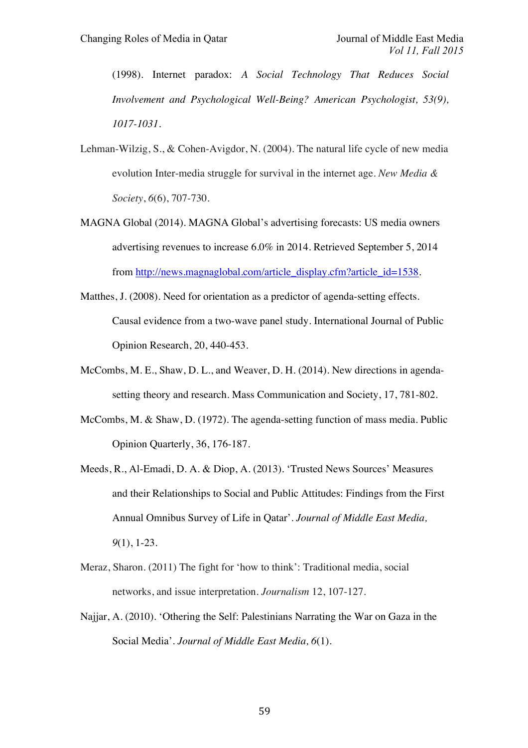(1998). Internet paradox: *A Social Technology That Reduces Social Involvement and Psychological Well-Being? American Psychologist, 53(9), 1017-1031.*

Lehman-Wilzig, S., & Cohen-Avigdor, N. (2004). The natural life cycle of new media evolution Inter-media struggle for survival in the internet age. *New Media & Society*, *6*(6), 707-730.

MAGNA Global (2014). MAGNA Global's advertising forecasts: US media owners advertising revenues to increase 6.0% in 2014. Retrieved September 5, 2014 from http://news.magnaglobal.com/article_display.cfm?article_id=1538.

Matthes, J. (2008). Need for orientation as a predictor of agenda-setting effects. Causal evidence from a two-wave panel study. International Journal of Public Opinion Research, 20, 440-453.

McCombs, M. E., Shaw, D. L., and Weaver, D. H. (2014). New directions in agenda-setting theory and research. Mass Communication and Society, 17, 781-802.

McCombs, M. & Shaw, D. (1972). The agenda-setting function of mass media. Public Opinion Quarterly, 36, 176-187.

Meeds, R., Al-Emadi, D. A. & Diop, A. (2013). 'Trusted News Sources' Measures and their Relationships to Social and Public Attitudes: Findings from the First Annual Omnibus Survey of Life in Qatar'. *Journal of Middle East Media, 9*(1), 1-23.

Meraz, Sharon. (2011) The fight for 'how to think': Traditional media, social networks, and issue interpretation. *Journalism* 12, 107-127.

Najjar, A. (2010). 'Othering the Self: Palestinians Narrating the War on Gaza in the Social Media'. *Journal of Middle East Media, 6*(1).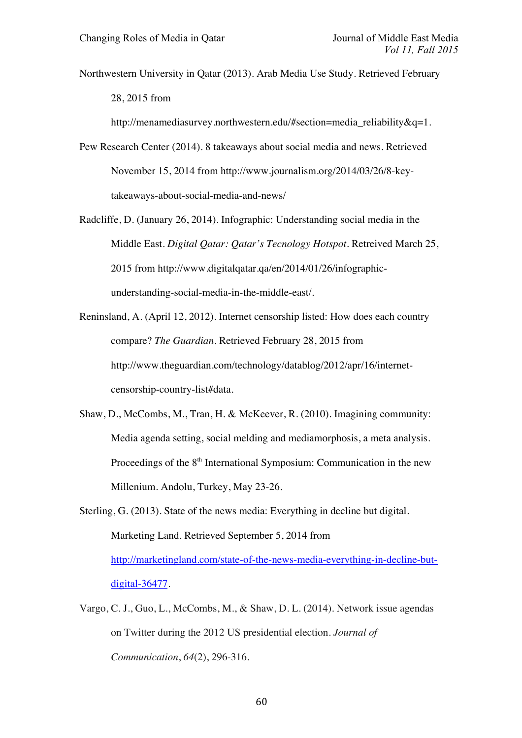Northwestern University in Qatar (2013). Arab Media Use Study. Retrieved February 28, 2015 from http://menamediasurvey.northwestern.edu/#section=media_reliability&q=1.

Pew Research Center (2014). 8 takeaways about social media and news. Retrieved November 15, 2014 from http://www.journalism.org/2014/03/26/8-key-takeaways-about-social-media-and-news/

Radcliffe, D. (January 26, 2014). Infographic: Understanding social media in the Middle East. *Digital Qatar: Qatar's Tecnology Hotspot*. Retreived March 25, 2015 from http://www.digitalqatar.qa/en/2014/01/26/infographic-understanding-social-media-in-the-middle-east/.

Reninsland, A. (April 12, 2012). Internet censorship listed: How does each country compare? *The Guardian*. Retrieved February 28, 2015 from http://www.theguardian.com/technology/datablog/2012/apr/16/internet-censorship-country-list#data.

Shaw, D., McCombs, M., Tran, H. & McKeever, R. (2010). Imagining community: Media agenda setting, social melding and mediamorphosis, a meta analysis. Proceedings of the 8th International Symposium: Communication in the new Millenium. Andolu, Turkey, May 23-26.

Sterling, G. (2013). State of the news media: Everything in decline but digital. Marketing Land. Retrieved September 5, 2014 from http://marketingland.com/state-of-the-news-media-everything-in-decline-but-digital-36477.

Vargo, C. J., Guo, L., McCombs, M., & Shaw, D. L. (2014). Network issue agendas on Twitter during the 2012 US presidential election. *Journal of Communication*, *64*(2), 296-316.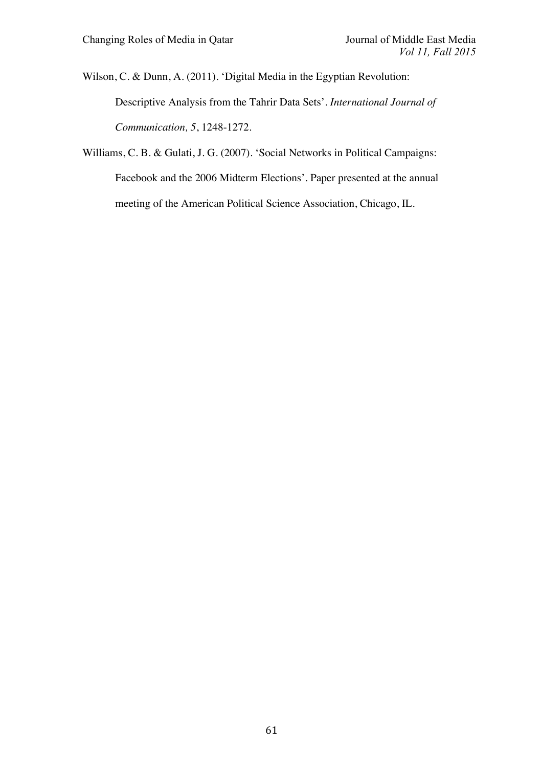Wilson, C. & Dunn, A. (2011). 'Digital Media in the Egyptian Revolution: Descriptive Analysis from the Tahrir Data Sets'. *International Journal of Communication, 5*, 1248-1272.

Williams, C. B. & Gulati, J. G. (2007). 'Social Networks in Political Campaigns: Facebook and the 2006 Midterm Elections'. Paper presented at the annual meeting of the American Political Science Association, Chicago, IL.